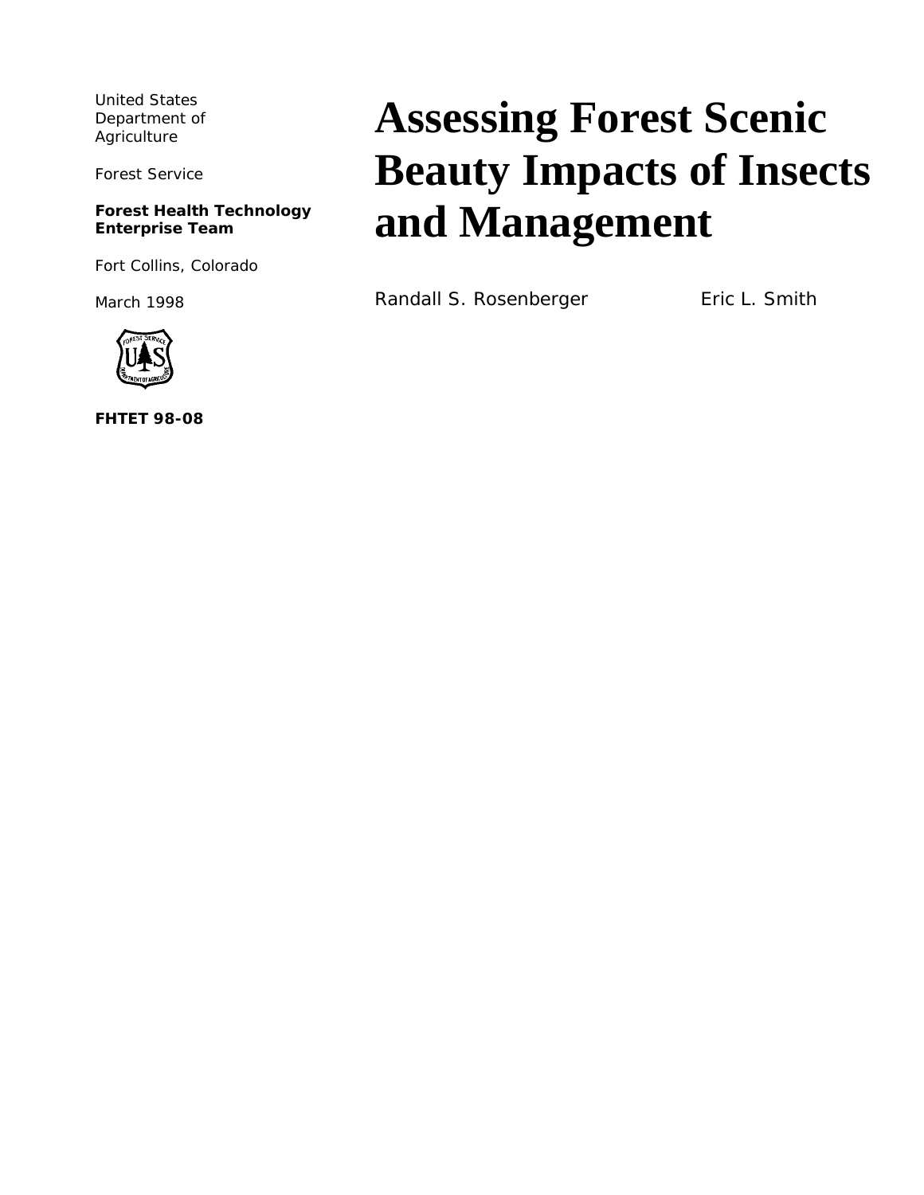United States
Department of
Agriculture

Forest Service

**Forest Health Technology Enterprise Team**

Fort Collins, Colorado

March 1998

**FHTET 98-08**

# Assessing Forest Scenic Beauty Impacts of Insects and Management

Randall S. Rosenberger

Eric L. Smith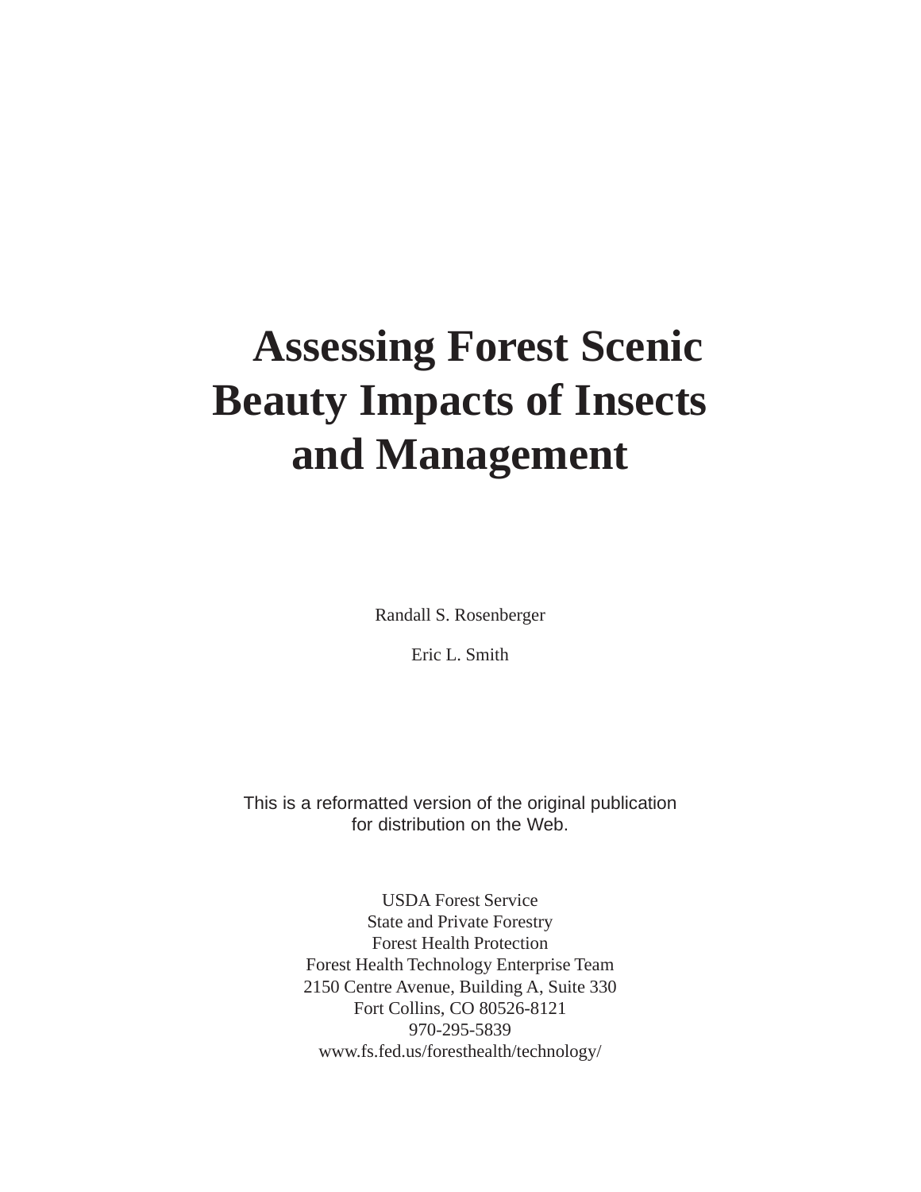# Assessing Forest Scenic Beauty Impacts of Insects and Management

Randall S. Rosenberger

Eric L. Smith

This is a reformatted version of the original publication for distribution on the Web.

USDA Forest Service
State and Private Forestry
Forest Health Protection
Forest Health Technology Enterprise Team
2150 Centre Avenue, Building A, Suite 330
Fort Collins, CO 80526-8121
970-295-5839
www.fs.fed.us/foresthealth/technology/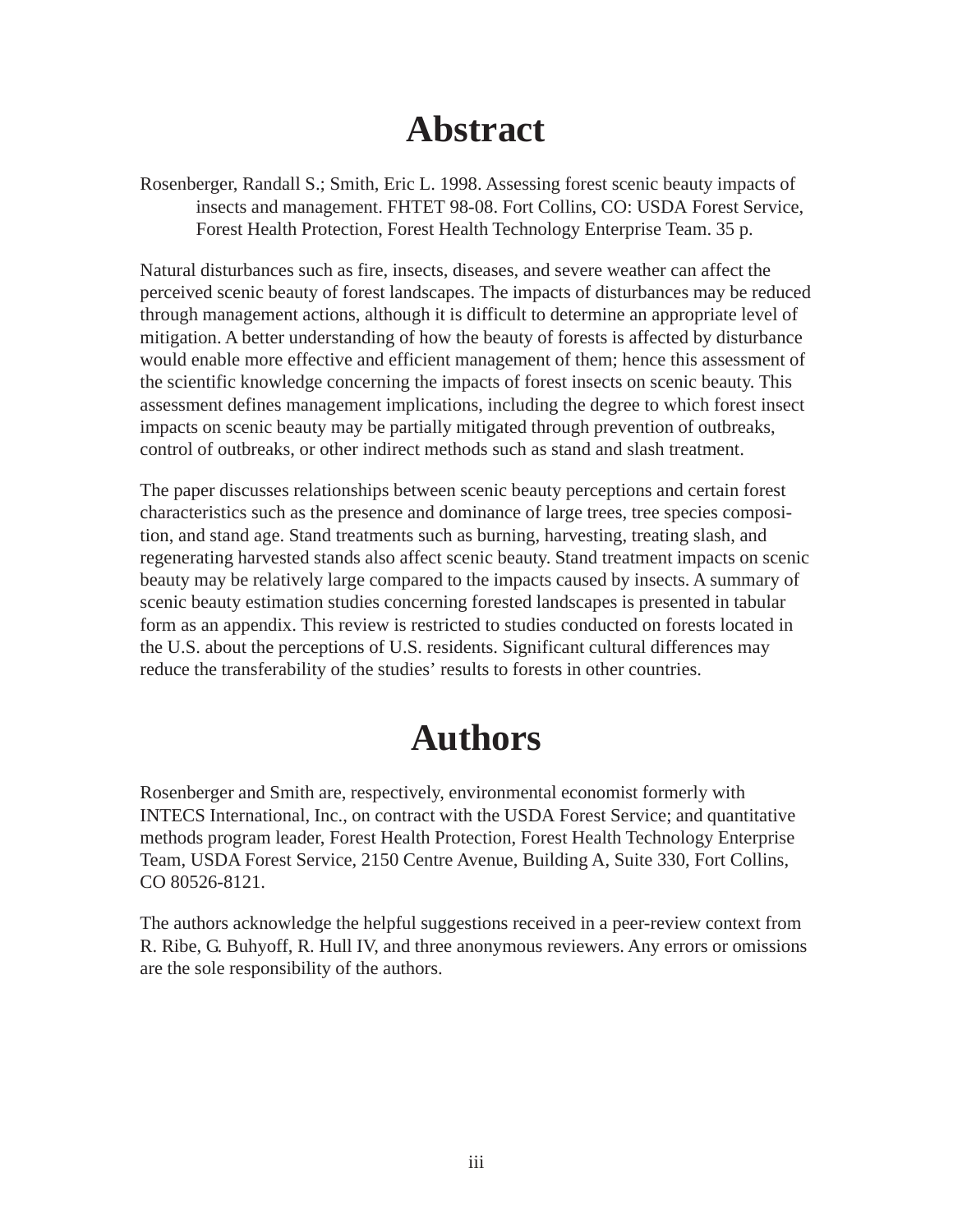# Abstract

Rosenberger, Randall S.; Smith, Eric L. 1998. Assessing forest scenic beauty impacts of insects and management. FHTET 98-08. Fort Collins, CO: USDA Forest Service, Forest Health Protection, Forest Health Technology Enterprise Team. 35 p.

Natural disturbances such as fire, insects, diseases, and severe weather can affect the perceived scenic beauty of forest landscapes. The impacts of disturbances may be reduced through management actions, although it is difficult to determine an appropriate level of mitigation. A better understanding of how the beauty of forests is affected by disturbance would enable more effective and efficient management of them; hence this assessment of the scientific knowledge concerning the impacts of forest insects on scenic beauty. This assessment defines management implications, including the degree to which forest insect impacts on scenic beauty may be partially mitigated through prevention of outbreaks, control of outbreaks, or other indirect methods such as stand and slash treatment.

The paper discusses relationships between scenic beauty perceptions and certain forest characteristics such as the presence and dominance of large trees, tree species composition, and stand age. Stand treatments such as burning, harvesting, treating slash, and regenerating harvested stands also affect scenic beauty. Stand treatment impacts on scenic beauty may be relatively large compared to the impacts caused by insects. A summary of scenic beauty estimation studies concerning forested landscapes is presented in tabular form as an appendix. This review is restricted to studies conducted on forests located in the U.S. about the perceptions of U.S. residents. Significant cultural differences may reduce the transferability of the studies' results to forests in other countries.

# Authors

Rosenberger and Smith are, respectively, environmental economist formerly with INTECS International, Inc., on contract with the USDA Forest Service; and quantitative methods program leader, Forest Health Protection, Forest Health Technology Enterprise Team, USDA Forest Service, 2150 Centre Avenue, Building A, Suite 330, Fort Collins, CO 80526-8121.

The authors acknowledge the helpful suggestions received in a peer-review context from R. Ribe, G. Buhyoff, R. Hull IV, and three anonymous reviewers. Any errors or omissions are the sole responsibility of the authors.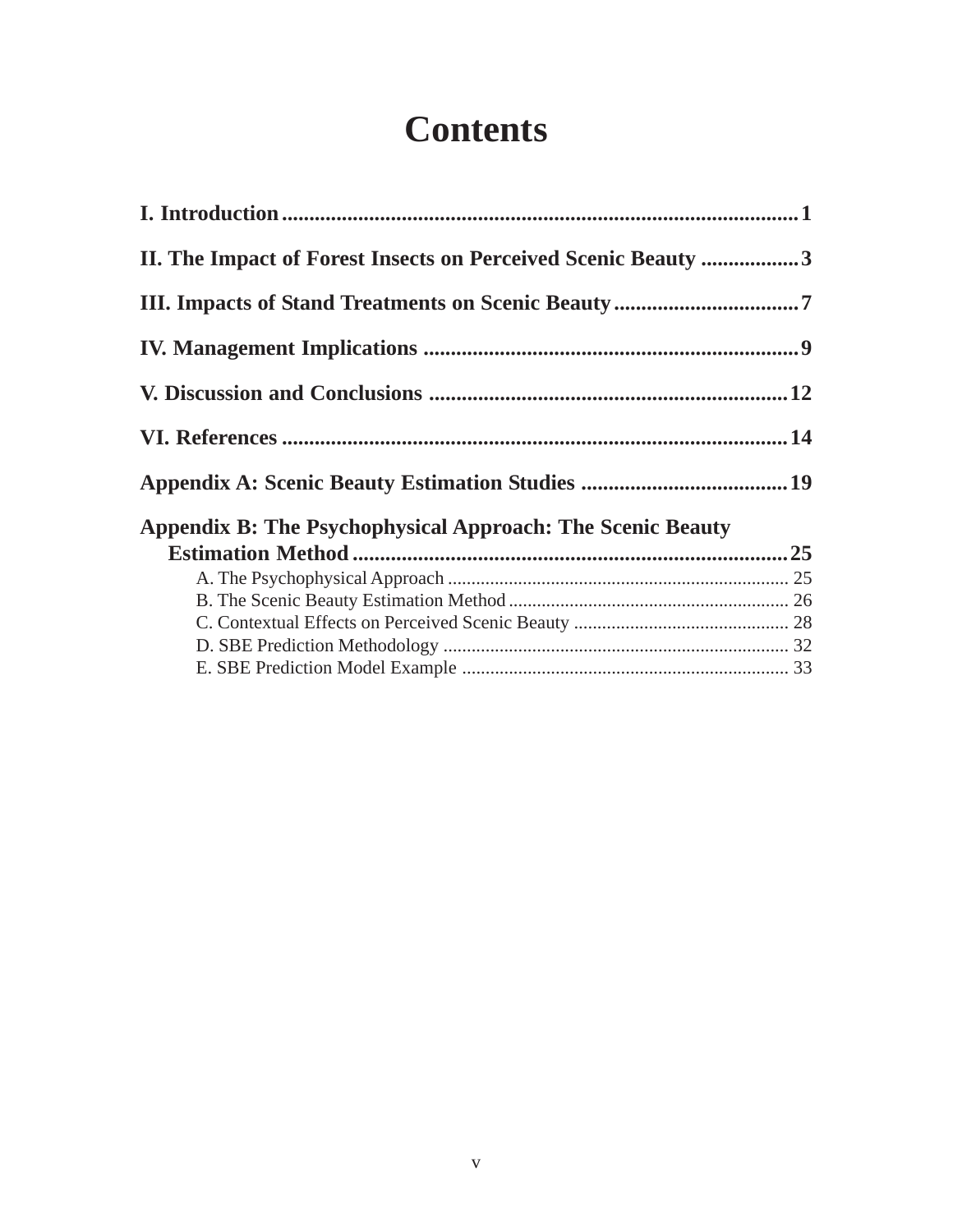# Contents

**I. Introduction** .................................................................................................. **1**

**II. The Impact of Forest Insects on Perceived Scenic Beauty** .................. **3**

**III. Impacts of Stand Treatments on Scenic Beauty** .................................. **7**

**IV. Management Implications** ..................................................................... **9**

**V. Discussion and Conclusions** .................................................................. **12**

**VI. References** ............................................................................................ **14**

**Appendix A: Scenic Beauty Estimation Studies** ...................................... **19**

**Appendix B: The Psychophysical Approach: The Scenic Beauty Estimation Method** .................................................................................. **25**

- A. The Psychophysical Approach ......................................................................... 25
- B. The Scenic Beauty Estimation Method ............................................................ 26
- C. Contextual Effects on Perceived Scenic Beauty .............................................. 28
- D. SBE Prediction Methodology .......................................................................... 32
- E. SBE Prediction Model Example ...................................................................... 33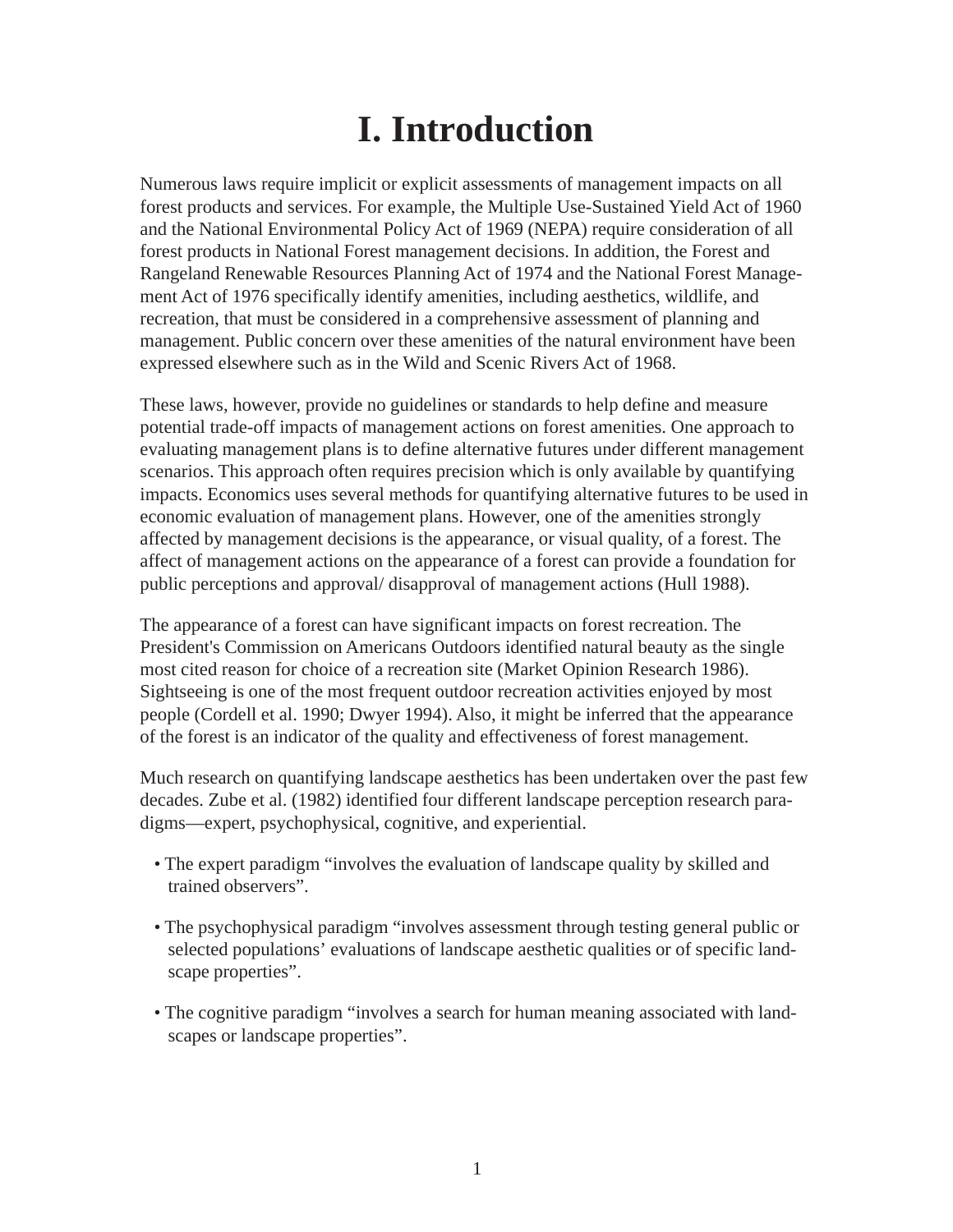# I. Introduction

Numerous laws require implicit or explicit assessments of management impacts on all forest products and services. For example, the Multiple Use-Sustained Yield Act of 1960 and the National Environmental Policy Act of 1969 (NEPA) require consideration of all forest products in National Forest management decisions. In addition, the Forest and Rangeland Renewable Resources Planning Act of 1974 and the National Forest Management Act of 1976 specifically identify amenities, including aesthetics, wildlife, and recreation, that must be considered in a comprehensive assessment of planning and management. Public concern over these amenities of the natural environment have been expressed elsewhere such as in the Wild and Scenic Rivers Act of 1968.

These laws, however, provide no guidelines or standards to help define and measure potential trade-off impacts of management actions on forest amenities. One approach to evaluating management plans is to define alternative futures under different management scenarios. This approach often requires precision which is only available by quantifying impacts. Economics uses several methods for quantifying alternative futures to be used in economic evaluation of management plans. However, one of the amenities strongly affected by management decisions is the appearance, or visual quality, of a forest. The affect of management actions on the appearance of a forest can provide a foundation for public perceptions and approval/ disapproval of management actions (Hull 1988).

The appearance of a forest can have significant impacts on forest recreation. The President's Commission on Americans Outdoors identified natural beauty as the single most cited reason for choice of a recreation site (Market Opinion Research 1986). Sightseeing is one of the most frequent outdoor recreation activities enjoyed by most people (Cordell et al. 1990; Dwyer 1994). Also, it might be inferred that the appearance of the forest is an indicator of the quality and effectiveness of forest management.

Much research on quantifying landscape aesthetics has been undertaken over the past few decades. Zube et al. (1982) identified four different landscape perception research paradigms—expert, psychophysical, cognitive, and experiential.

- The expert paradigm “involves the evaluation of landscape quality by skilled and trained observers”.
- The psychophysical paradigm “involves assessment through testing general public or selected populations’ evaluations of landscape aesthetic qualities or of specific landscape properties”.
- The cognitive paradigm “involves a search for human meaning associated with landscapes or landscape properties”.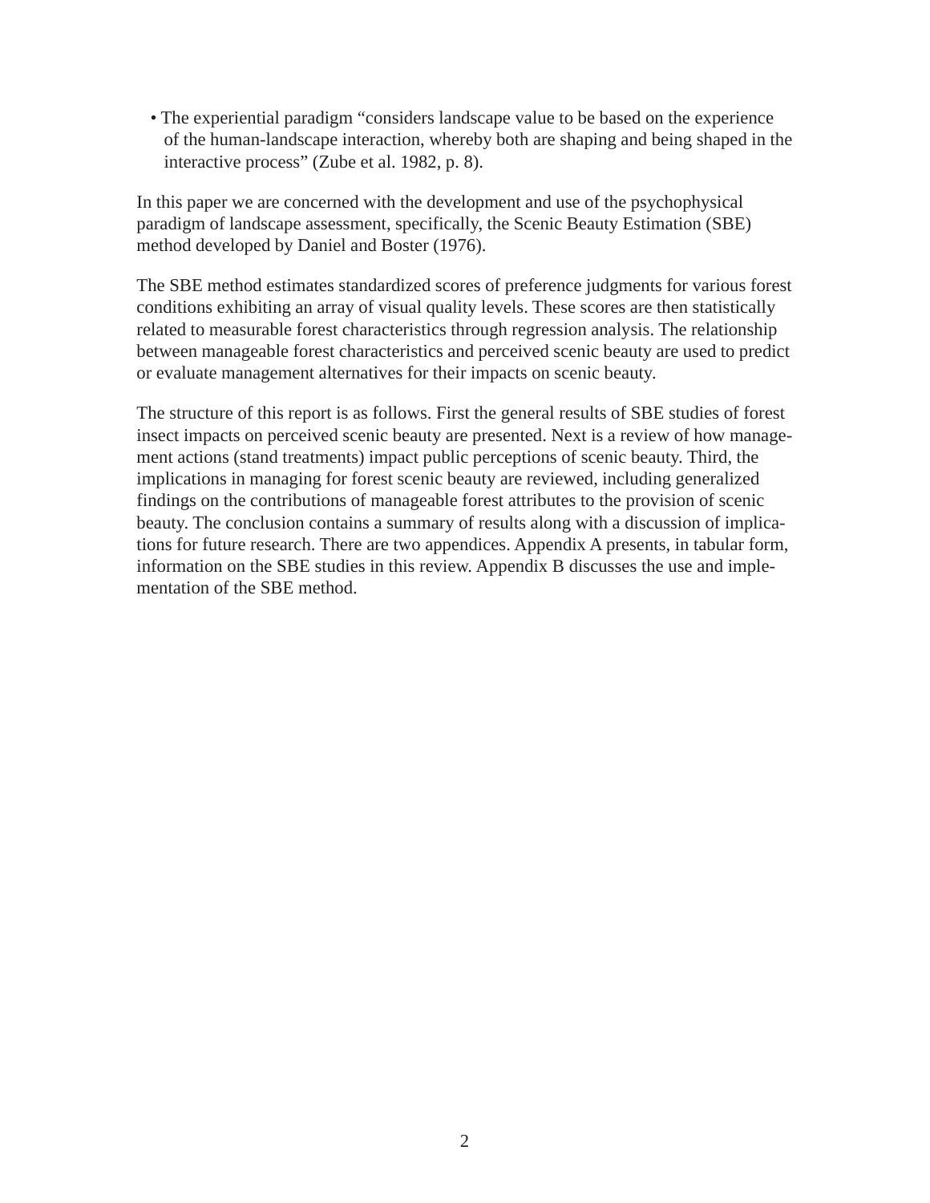- The experiential paradigm "considers landscape value to be based on the experience of the human-landscape interaction, whereby both are shaping and being shaped in the interactive process" (Zube et al. 1982, p. 8).

In this paper we are concerned with the development and use of the psychophysical paradigm of landscape assessment, specifically, the Scenic Beauty Estimation (SBE) method developed by Daniel and Boster (1976).

The SBE method estimates standardized scores of preference judgments for various forest conditions exhibiting an array of visual quality levels. These scores are then statistically related to measurable forest characteristics through regression analysis. The relationship between manageable forest characteristics and perceived scenic beauty are used to predict or evaluate management alternatives for their impacts on scenic beauty.

The structure of this report is as follows. First the general results of SBE studies of forest insect impacts on perceived scenic beauty are presented. Next is a review of how management actions (stand treatments) impact public perceptions of scenic beauty. Third, the implications in managing for forest scenic beauty are reviewed, including generalized findings on the contributions of manageable forest attributes to the provision of scenic beauty. The conclusion contains a summary of results along with a discussion of implications for future research. There are two appendices. Appendix A presents, in tabular form, information on the SBE studies in this review. Appendix B discusses the use and implementation of the SBE method.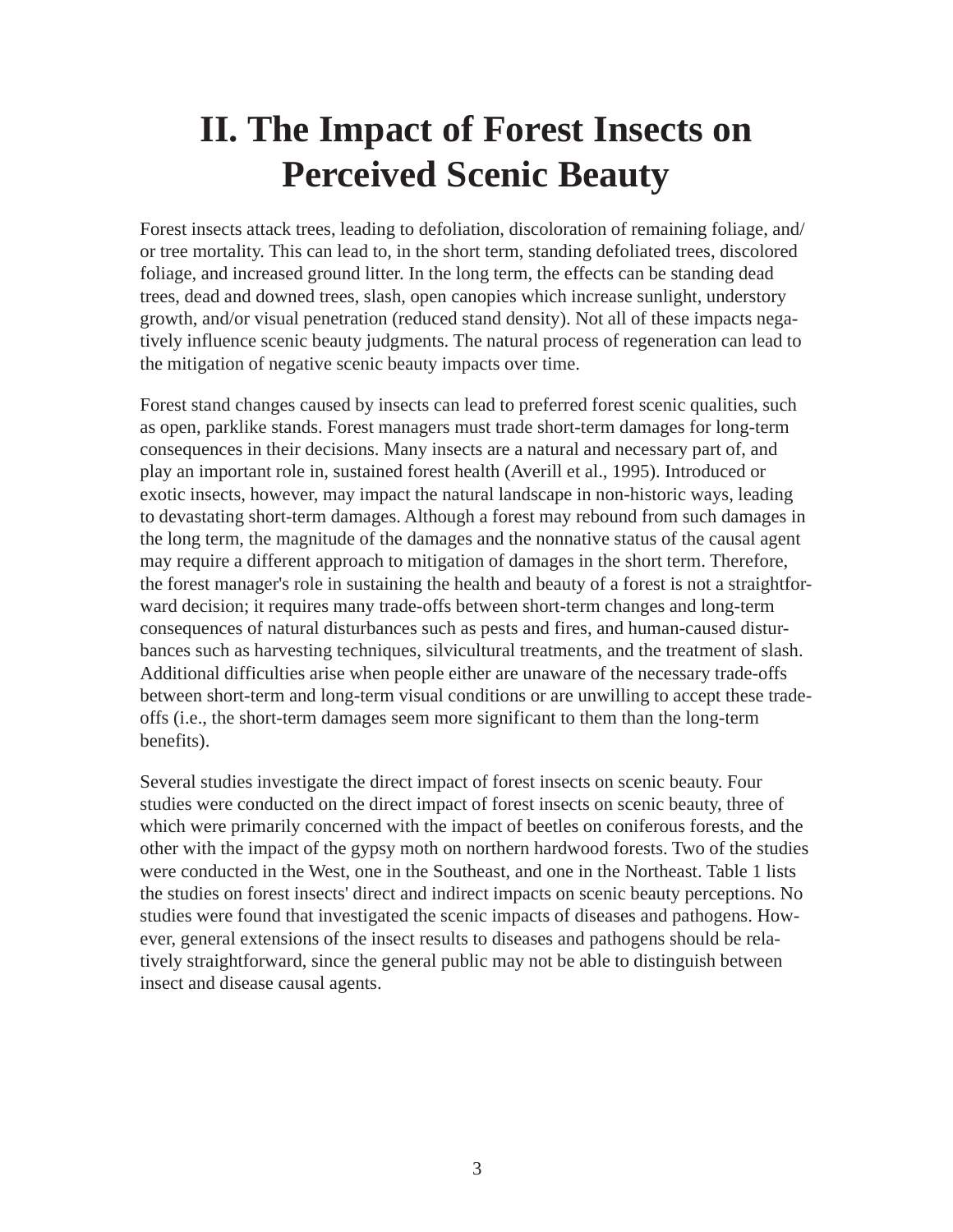# II. The Impact of Forest Insects on Perceived Scenic Beauty

Forest insects attack trees, leading to defoliation, discoloration of remaining foliage, and/or tree mortality. This can lead to, in the short term, standing defoliated trees, discolored foliage, and increased ground litter. In the long term, the effects can be standing dead trees, dead and downed trees, slash, open canopies which increase sunlight, understory growth, and/or visual penetration (reduced stand density). Not all of these impacts negatively influence scenic beauty judgments. The natural process of regeneration can lead to the mitigation of negative scenic beauty impacts over time.

Forest stand changes caused by insects can lead to preferred forest scenic qualities, such as open, parklike stands. Forest managers must trade short-term damages for long-term consequences in their decisions. Many insects are a natural and necessary part of, and play an important role in, sustained forest health (Averill et al., 1995). Introduced or exotic insects, however, may impact the natural landscape in non-historic ways, leading to devastating short-term damages. Although a forest may rebound from such damages in the long term, the magnitude of the damages and the nonnative status of the causal agent may require a different approach to mitigation of damages in the short term. Therefore, the forest manager's role in sustaining the health and beauty of a forest is not a straightforward decision; it requires many trade-offs between short-term changes and long-term consequences of natural disturbances such as pests and fires, and human-caused disturbances such as harvesting techniques, silvicultural treatments, and the treatment of slash. Additional difficulties arise when people either are unaware of the necessary trade-offs between short-term and long-term visual conditions or are unwilling to accept these trade-offs (i.e., the short-term damages seem more significant to them than the long-term benefits).

Several studies investigate the direct impact of forest insects on scenic beauty. Four studies were conducted on the direct impact of forest insects on scenic beauty, three of which were primarily concerned with the impact of beetles on coniferous forests, and the other with the impact of the gypsy moth on northern hardwood forests. Two of the studies were conducted in the West, one in the Southeast, and one in the Northeast. Table 1 lists the studies on forest insects' direct and indirect impacts on scenic beauty perceptions. No studies were found that investigated the scenic impacts of diseases and pathogens. However, general extensions of the insect results to diseases and pathogens should be relatively straightforward, since the general public may not be able to distinguish between insect and disease causal agents.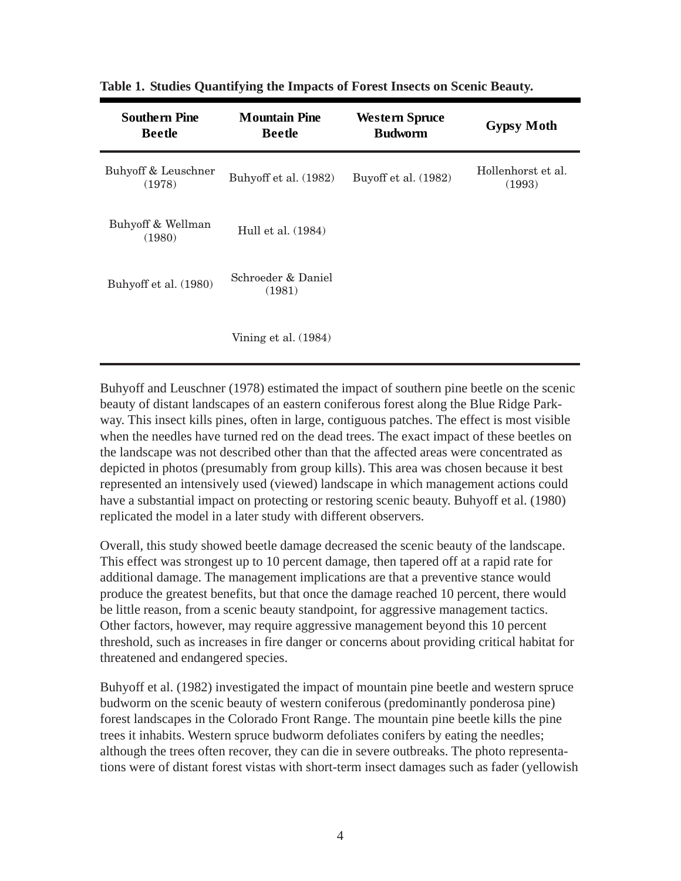**Table 1. Studies Quantifying the Impacts of Forest Insects on Scenic Beauty.**

| Southern Pine Beetle | Mountain Pine Beetle | Western Spruce Budworm | Gypsy Moth |
|---|---|---|---|
| Buhyoff & Leuschner (1978) | Buhyoff et al. (1982) | Buyoff et al. (1982) | Hollenhorst et al. (1993) |
| Buhyoff & Wellman (1980) | Hull et al. (1984) | | |
| Buhyoff et al. (1980) | Schroeder & Daniel (1981) | | |
| | Vining et al. (1984) | | |

Buhyoff and Leuschner (1978) estimated the impact of southern pine beetle on the scenic beauty of distant landscapes of an eastern coniferous forest along the Blue Ridge Parkway. This insect kills pines, often in large, contiguous patches. The effect is most visible when the needles have turned red on the dead trees. The exact impact of these beetles on the landscape was not described other than that the affected areas were concentrated as depicted in photos (presumably from group kills). This area was chosen because it best represented an intensively used (viewed) landscape in which management actions could have a substantial impact on protecting or restoring scenic beauty. Buhyoff et al. (1980) replicated the model in a later study with different observers.

Overall, this study showed beetle damage decreased the scenic beauty of the landscape. This effect was strongest up to 10 percent damage, then tapered off at a rapid rate for additional damage. The management implications are that a preventive stance would produce the greatest benefits, but that once the damage reached 10 percent, there would be little reason, from a scenic beauty standpoint, for aggressive management tactics. Other factors, however, may require aggressive management beyond this 10 percent threshold, such as increases in fire danger or concerns about providing critical habitat for threatened and endangered species.

Buhyoff et al. (1982) investigated the impact of mountain pine beetle and western spruce budworm on the scenic beauty of western coniferous (predominantly ponderosa pine) forest landscapes in the Colorado Front Range. The mountain pine beetle kills the pine trees it inhabits. Western spruce budworm defoliates conifers by eating the needles; although the trees often recover, they can die in severe outbreaks. The photo representations were of distant forest vistas with short-term insect damages such as fader (yellowish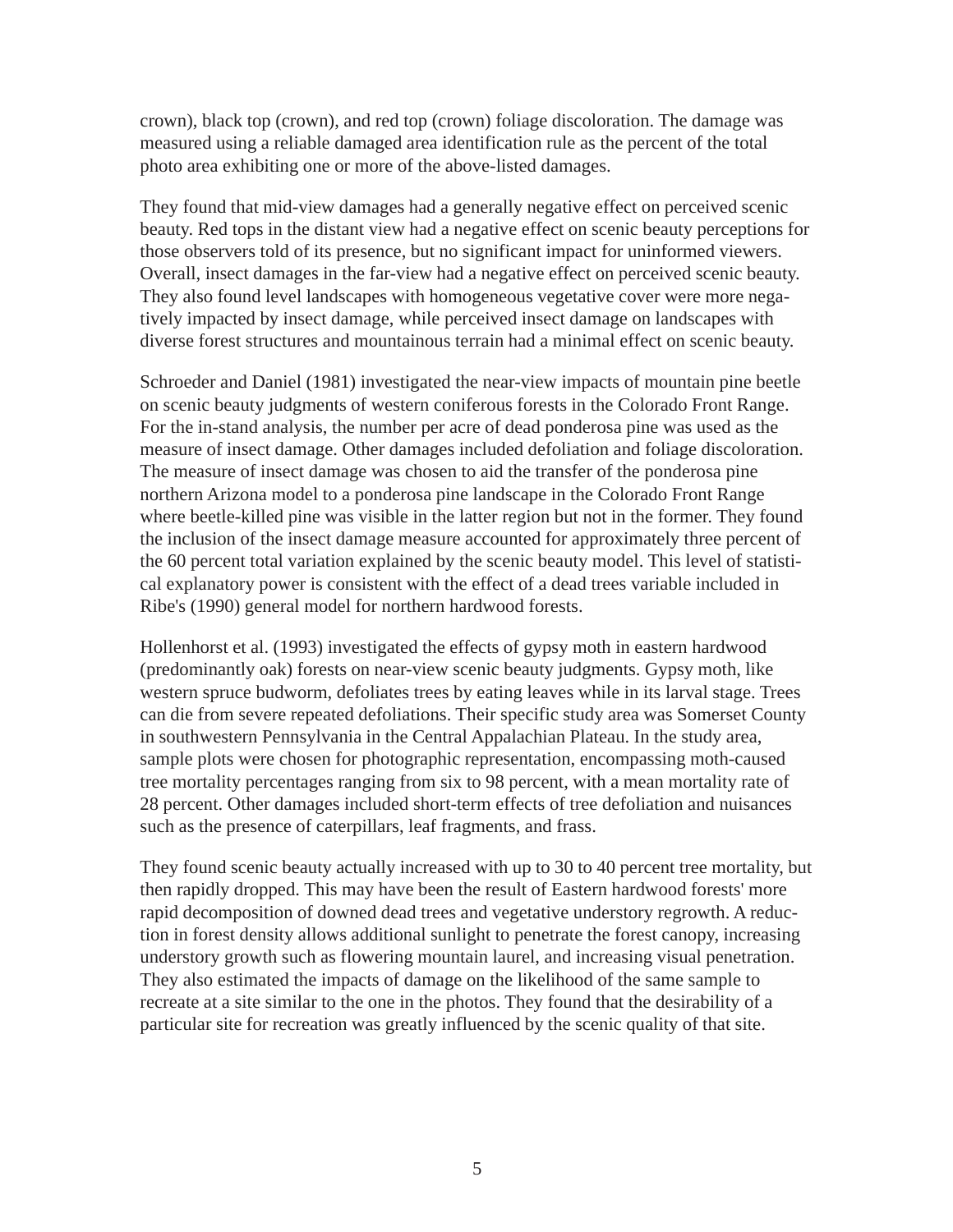crown), black top (crown), and red top (crown) foliage discoloration. The damage was measured using a reliable damaged area identification rule as the percent of the total photo area exhibiting one or more of the above-listed damages.

They found that mid-view damages had a generally negative effect on perceived scenic beauty. Red tops in the distant view had a negative effect on scenic beauty perceptions for those observers told of its presence, but no significant impact for uninformed viewers. Overall, insect damages in the far-view had a negative effect on perceived scenic beauty. They also found level landscapes with homogeneous vegetative cover were more negatively impacted by insect damage, while perceived insect damage on landscapes with diverse forest structures and mountainous terrain had a minimal effect on scenic beauty.

Schroeder and Daniel (1981) investigated the near-view impacts of mountain pine beetle on scenic beauty judgments of western coniferous forests in the Colorado Front Range. For the in-stand analysis, the number per acre of dead ponderosa pine was used as the measure of insect damage. Other damages included defoliation and foliage discoloration. The measure of insect damage was chosen to aid the transfer of the ponderosa pine northern Arizona model to a ponderosa pine landscape in the Colorado Front Range where beetle-killed pine was visible in the latter region but not in the former. They found the inclusion of the insect damage measure accounted for approximately three percent of the 60 percent total variation explained by the scenic beauty model. This level of statistical explanatory power is consistent with the effect of a dead trees variable included in Ribe's (1990) general model for northern hardwood forests.

Hollenhorst et al. (1993) investigated the effects of gypsy moth in eastern hardwood (predominantly oak) forests on near-view scenic beauty judgments. Gypsy moth, like western spruce budworm, defoliates trees by eating leaves while in its larval stage. Trees can die from severe repeated defoliations. Their specific study area was Somerset County in southwestern Pennsylvania in the Central Appalachian Plateau. In the study area, sample plots were chosen for photographic representation, encompassing moth-caused tree mortality percentages ranging from six to 98 percent, with a mean mortality rate of 28 percent. Other damages included short-term effects of tree defoliation and nuisances such as the presence of caterpillars, leaf fragments, and frass.

They found scenic beauty actually increased with up to 30 to 40 percent tree mortality, but then rapidly dropped. This may have been the result of Eastern hardwood forests' more rapid decomposition of downed dead trees and vegetative understory regrowth. A reduction in forest density allows additional sunlight to penetrate the forest canopy, increasing understory growth such as flowering mountain laurel, and increasing visual penetration. They also estimated the impacts of damage on the likelihood of the same sample to recreate at a site similar to the one in the photos. They found that the desirability of a particular site for recreation was greatly influenced by the scenic quality of that site.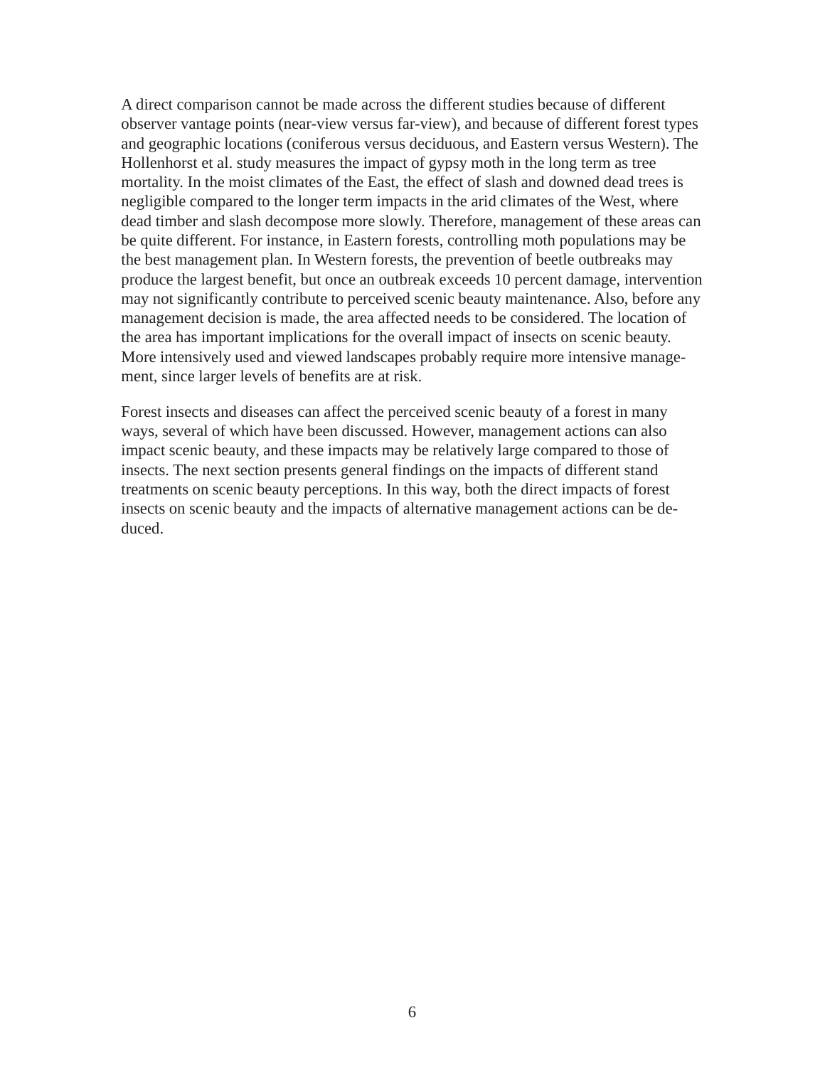A direct comparison cannot be made across the different studies because of different observer vantage points (near-view versus far-view), and because of different forest types and geographic locations (coniferous versus deciduous, and Eastern versus Western). The Hollenhorst et al. study measures the impact of gypsy moth in the long term as tree mortality. In the moist climates of the East, the effect of slash and downed dead trees is negligible compared to the longer term impacts in the arid climates of the West, where dead timber and slash decompose more slowly. Therefore, management of these areas can be quite different. For instance, in Eastern forests, controlling moth populations may be the best management plan. In Western forests, the prevention of beetle outbreaks may produce the largest benefit, but once an outbreak exceeds 10 percent damage, intervention may not significantly contribute to perceived scenic beauty maintenance. Also, before any management decision is made, the area affected needs to be considered. The location of the area has important implications for the overall impact of insects on scenic beauty. More intensively used and viewed landscapes probably require more intensive management, since larger levels of benefits are at risk.

Forest insects and diseases can affect the perceived scenic beauty of a forest in many ways, several of which have been discussed. However, management actions can also impact scenic beauty, and these impacts may be relatively large compared to those of insects. The next section presents general findings on the impacts of different stand treatments on scenic beauty perceptions. In this way, both the direct impacts of forest insects on scenic beauty and the impacts of alternative management actions can be deduced.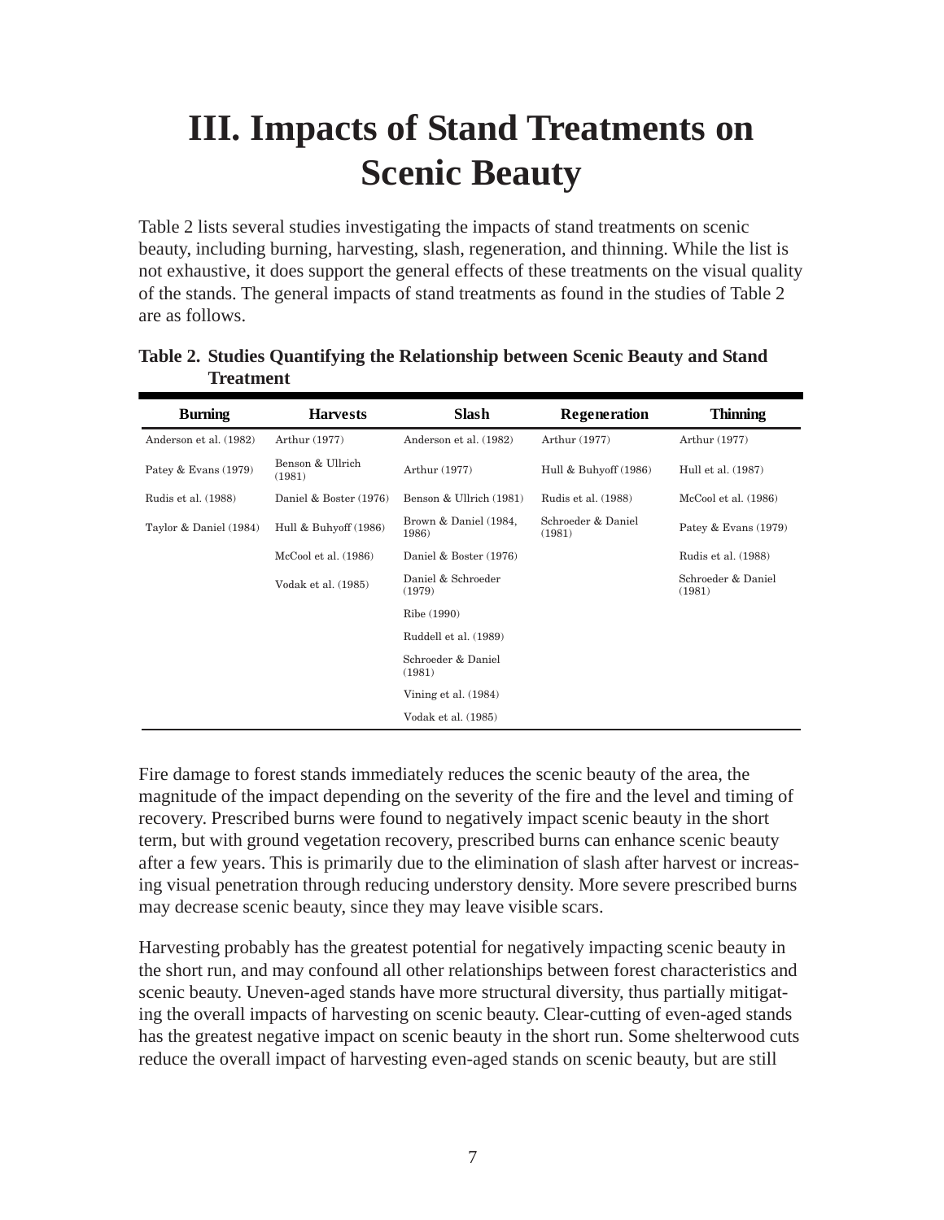# III. Impacts of Stand Treatments on Scenic Beauty

Table 2 lists several studies investigating the impacts of stand treatments on scenic beauty, including burning, harvesting, slash, regeneration, and thinning. While the list is not exhaustive, it does support the general effects of these treatments on the visual quality of the stands. The general impacts of stand treatments as found in the studies of Table 2 are as follows.

**Table 2. Studies Quantifying the Relationship between Scenic Beauty and Stand Treatment**

| Burning | Harvests | Slash | Regeneration | Thinning |
|---|---|---|---|---|
| Anderson et al. (1982) | Arthur (1977) | Anderson et al. (1982) | Arthur (1977) | Arthur (1977) |
| Patey & Evans (1979) | Benson & Ullrich (1981) | Arthur (1977) | Hull & Buhyoff (1986) | Hull et al. (1987) |
| Rudis et al. (1988) | Daniel & Boster (1976) | Benson & Ullrich (1981) | Rudis et al. (1988) | McCool et al. (1986) |
| Taylor & Daniel (1984) | Hull & Buhyoff (1986) | Brown & Daniel (1984, 1986) | Schroeder & Daniel (1981) | Patey & Evans (1979) |
| | McCool et al. (1986) | Daniel & Boster (1976) | | Rudis et al. (1988) |
| | Vodak et al. (1985) | Daniel & Schroeder (1979) | | Schroeder & Daniel (1981) |
| | | Ribe (1990) | | |
| | | Ruddell et al. (1989) | | |
| | | Schroeder & Daniel (1981) | | |
| | | Vining et al. (1984) | | |
| | | Vodak et al. (1985) | | |

Fire damage to forest stands immediately reduces the scenic beauty of the area, the magnitude of the impact depending on the severity of the fire and the level and timing of recovery. Prescribed burns were found to negatively impact scenic beauty in the short term, but with ground vegetation recovery, prescribed burns can enhance scenic beauty after a few years. This is primarily due to the elimination of slash after harvest or increasing visual penetration through reducing understory density. More severe prescribed burns may decrease scenic beauty, since they may leave visible scars.

Harvesting probably has the greatest potential for negatively impacting scenic beauty in the short run, and may confound all other relationships between forest characteristics and scenic beauty. Uneven-aged stands have more structural diversity, thus partially mitigating the overall impacts of harvesting on scenic beauty. Clear-cutting of even-aged stands has the greatest negative impact on scenic beauty in the short run. Some shelterwood cuts reduce the overall impact of harvesting even-aged stands on scenic beauty, but are still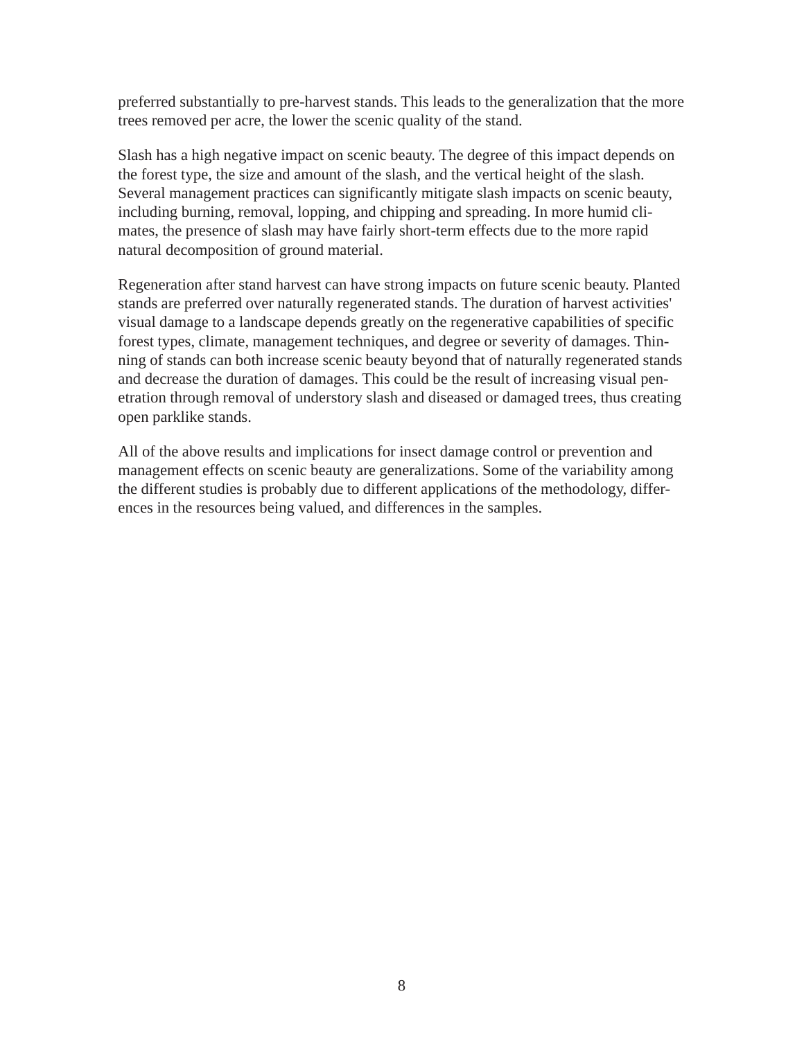preferred substantially to pre-harvest stands. This leads to the generalization that the more trees removed per acre, the lower the scenic quality of the stand.

Slash has a high negative impact on scenic beauty. The degree of this impact depends on the forest type, the size and amount of the slash, and the vertical height of the slash. Several management practices can significantly mitigate slash impacts on scenic beauty, including burning, removal, lopping, and chipping and spreading. In more humid climates, the presence of slash may have fairly short-term effects due to the more rapid natural decomposition of ground material.

Regeneration after stand harvest can have strong impacts on future scenic beauty. Planted stands are preferred over naturally regenerated stands. The duration of harvest activities' visual damage to a landscape depends greatly on the regenerative capabilities of specific forest types, climate, management techniques, and degree or severity of damages. Thinning of stands can both increase scenic beauty beyond that of naturally regenerated stands and decrease the duration of damages. This could be the result of increasing visual penetration through removal of understory slash and diseased or damaged trees, thus creating open parklike stands.

All of the above results and implications for insect damage control or prevention and management effects on scenic beauty are generalizations. Some of the variability among the different studies is probably due to different applications of the methodology, differences in the resources being valued, and differences in the samples.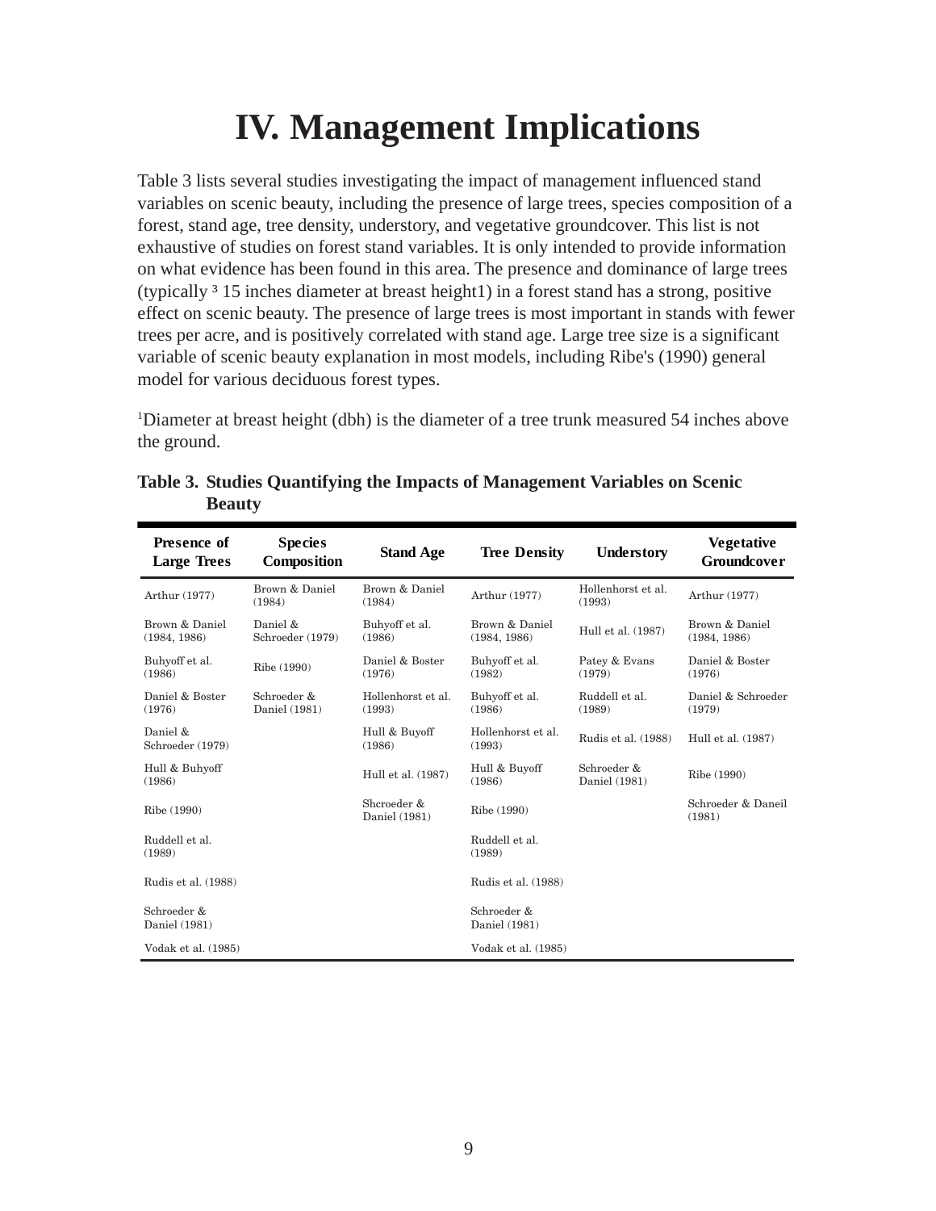# IV. Management Implications

Table 3 lists several studies investigating the impact of management influenced stand variables on scenic beauty, including the presence of large trees, species composition of a forest, stand age, tree density, understory, and vegetative groundcover. This list is not exhaustive of studies on forest stand variables. It is only intended to provide information on what evidence has been found in this area. The presence and dominance of large trees (typically ³ 15 inches diameter at breast height1) in a forest stand has a strong, positive effect on scenic beauty. The presence of large trees is most important in stands with fewer trees per acre, and is positively correlated with stand age. Large tree size is a significant variable of scenic beauty explanation in most models, including Ribe's (1990) general model for various deciduous forest types.

[1]Diameter at breast height (dbh) is the diameter of a tree trunk measured 54 inches above the ground.

**Table 3. Studies Quantifying the Impacts of Management Variables on Scenic Beauty**

| Presence of Large Trees | Species Composition | Stand Age | Tree Density | Understory | Vegetative Groundcover |
|---|---|---|---|---|---|
| Arthur (1977) | Brown & Daniel (1984) | Brown & Daniel (1984) | Arthur (1977) | Hollenhorst et al. (1993) | Arthur (1977) |
| Brown & Daniel (1984, 1986) | Daniel & Schroeder (1979) | Buhyoff et al. (1986) | Brown & Daniel (1984, 1986) | Hull et al. (1987) | Brown & Daniel (1984, 1986) |
| Buhyoff et al. (1986) | Ribe (1990) | Daniel & Boster (1976) | Buhyoff et al. (1982) | Patey & Evans (1979) | Daniel & Boster (1976) |
| Daniel & Boster (1976) | Schroeder & Daniel (1981) | Hollenhorst et al. (1993) | Buhyoff et al. (1986) | Ruddell et al. (1989) | Daniel & Schroeder (1979) |
| Daniel & Schroeder (1979) | | Hull & Buyoff (1986) | Hollenhorst et al. (1993) | Rudis et al. (1988) | Hull et al. (1987) |
| Hull & Buhyoff (1986) | | Hull et al. (1987) | Hull & Buyoff (1986) | Schroeder & Daniel (1981) | Ribe (1990) |
| Ribe (1990) | | Shcroeder & Daniel (1981) | Ribe (1990) | | Schroeder & Daneil (1981) |
| Ruddell et al. (1989) | | | Ruddell et al. (1989) | | |
| Rudis et al. (1988) | | | Rudis et al. (1988) | | |
| Schroeder & Daniel (1981) | | | Schroeder & Daniel (1981) | | |
| Vodak et al. (1985) | | | Vodak et al. (1985) | | |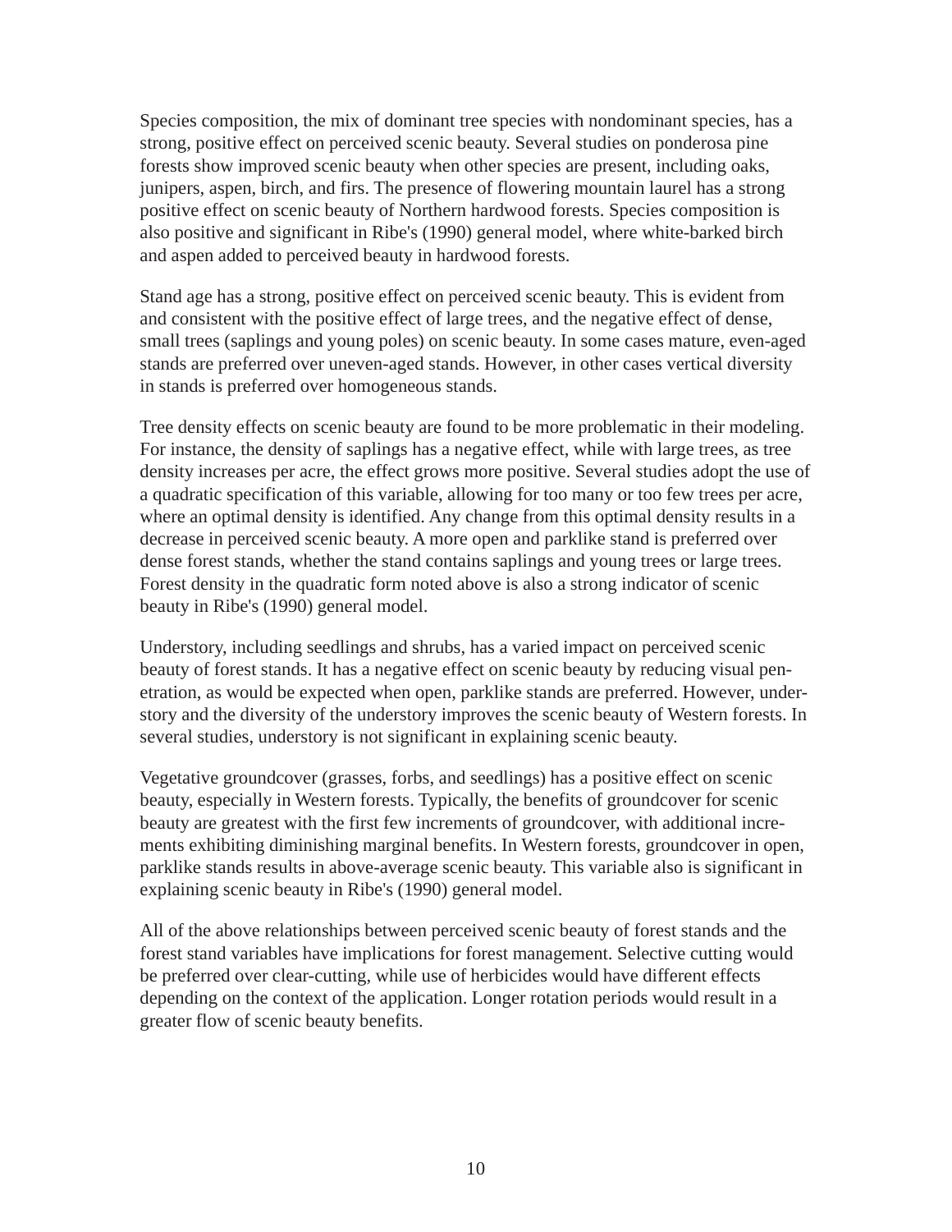Species composition, the mix of dominant tree species with nondominant species, has a strong, positive effect on perceived scenic beauty. Several studies on ponderosa pine forests show improved scenic beauty when other species are present, including oaks, junipers, aspen, birch, and firs. The presence of flowering mountain laurel has a strong positive effect on scenic beauty of Northern hardwood forests. Species composition is also positive and significant in Ribe's (1990) general model, where white-barked birch and aspen added to perceived beauty in hardwood forests.

Stand age has a strong, positive effect on perceived scenic beauty. This is evident from and consistent with the positive effect of large trees, and the negative effect of dense, small trees (saplings and young poles) on scenic beauty. In some cases mature, even-aged stands are preferred over uneven-aged stands. However, in other cases vertical diversity in stands is preferred over homogeneous stands.

Tree density effects on scenic beauty are found to be more problematic in their modeling. For instance, the density of saplings has a negative effect, while with large trees, as tree density increases per acre, the effect grows more positive. Several studies adopt the use of a quadratic specification of this variable, allowing for too many or too few trees per acre, where an optimal density is identified. Any change from this optimal density results in a decrease in perceived scenic beauty. A more open and parklike stand is preferred over dense forest stands, whether the stand contains saplings and young trees or large trees. Forest density in the quadratic form noted above is also a strong indicator of scenic beauty in Ribe's (1990) general model.

Understory, including seedlings and shrubs, has a varied impact on perceived scenic beauty of forest stands. It has a negative effect on scenic beauty by reducing visual penetration, as would be expected when open, parklike stands are preferred. However, understory and the diversity of the understory improves the scenic beauty of Western forests. In several studies, understory is not significant in explaining scenic beauty.

Vegetative groundcover (grasses, forbs, and seedlings) has a positive effect on scenic beauty, especially in Western forests. Typically, the benefits of groundcover for scenic beauty are greatest with the first few increments of groundcover, with additional increments exhibiting diminishing marginal benefits. In Western forests, groundcover in open, parklike stands results in above-average scenic beauty. This variable also is significant in explaining scenic beauty in Ribe's (1990) general model.

All of the above relationships between perceived scenic beauty of forest stands and the forest stand variables have implications for forest management. Selective cutting would be preferred over clear-cutting, while use of herbicides would have different effects depending on the context of the application. Longer rotation periods would result in a greater flow of scenic beauty benefits.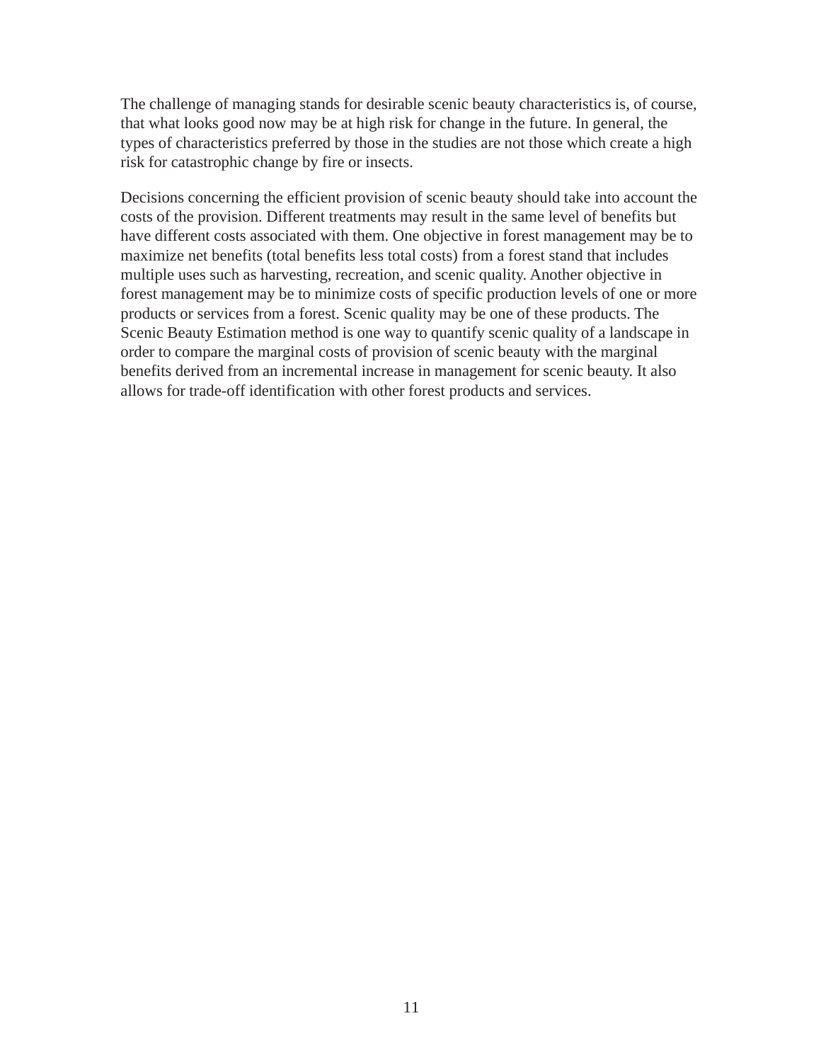The challenge of managing stands for desirable scenic beauty characteristics is, of course, that what looks good now may be at high risk for change in the future. In general, the types of characteristics preferred by those in the studies are not those which create a high risk for catastrophic change by fire or insects.

Decisions concerning the efficient provision of scenic beauty should take into account the costs of the provision. Different treatments may result in the same level of benefits but have different costs associated with them. One objective in forest management may be to maximize net benefits (total benefits less total costs) from a forest stand that includes multiple uses such as harvesting, recreation, and scenic quality. Another objective in forest management may be to minimize costs of specific production levels of one or more products or services from a forest. Scenic quality may be one of these products. The Scenic Beauty Estimation method is one way to quantify scenic quality of a landscape in order to compare the marginal costs of provision of scenic beauty with the marginal benefits derived from an incremental increase in management for scenic beauty. It also allows for trade-off identification with other forest products and services.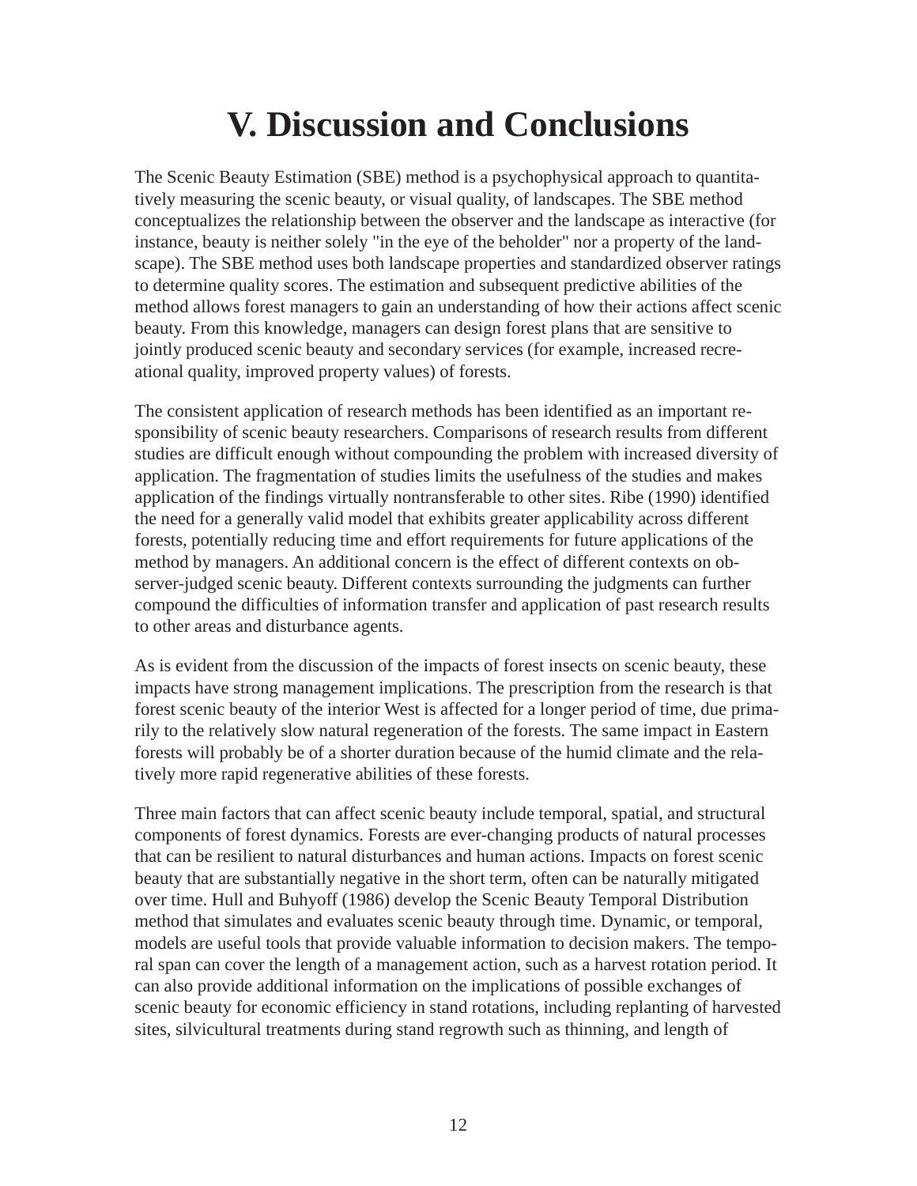# V. Discussion and Conclusions

The Scenic Beauty Estimation (SBE) method is a psychophysical approach to quantitatively measuring the scenic beauty, or visual quality, of landscapes. The SBE method conceptualizes the relationship between the observer and the landscape as interactive (for instance, beauty is neither solely "in the eye of the beholder" nor a property of the landscape). The SBE method uses both landscape properties and standardized observer ratings to determine quality scores. The estimation and subsequent predictive abilities of the method allows forest managers to gain an understanding of how their actions affect scenic beauty. From this knowledge, managers can design forest plans that are sensitive to jointly produced scenic beauty and secondary services (for example, increased recreational quality, improved property values) of forests.

The consistent application of research methods has been identified as an important responsibility of scenic beauty researchers. Comparisons of research results from different studies are difficult enough without compounding the problem with increased diversity of application. The fragmentation of studies limits the usefulness of the studies and makes application of the findings virtually nontransferable to other sites. Ribe (1990) identified the need for a generally valid model that exhibits greater applicability across different forests, potentially reducing time and effort requirements for future applications of the method by managers. An additional concern is the effect of different contexts on observer-judged scenic beauty. Different contexts surrounding the judgments can further compound the difficulties of information transfer and application of past research results to other areas and disturbance agents.

As is evident from the discussion of the impacts of forest insects on scenic beauty, these impacts have strong management implications. The prescription from the research is that forest scenic beauty of the interior West is affected for a longer period of time, due primarily to the relatively slow natural regeneration of the forests. The same impact in Eastern forests will probably be of a shorter duration because of the humid climate and the relatively more rapid regenerative abilities of these forests.

Three main factors that can affect scenic beauty include temporal, spatial, and structural components of forest dynamics. Forests are ever-changing products of natural processes that can be resilient to natural disturbances and human actions. Impacts on forest scenic beauty that are substantially negative in the short term, often can be naturally mitigated over time. Hull and Buhyoff (1986) develop the Scenic Beauty Temporal Distribution method that simulates and evaluates scenic beauty through time. Dynamic, or temporal, models are useful tools that provide valuable information to decision makers. The temporal span can cover the length of a management action, such as a harvest rotation period. It can also provide additional information on the implications of possible exchanges of scenic beauty for economic efficiency in stand rotations, including replanting of harvested sites, silvicultural treatments during stand regrowth such as thinning, and length of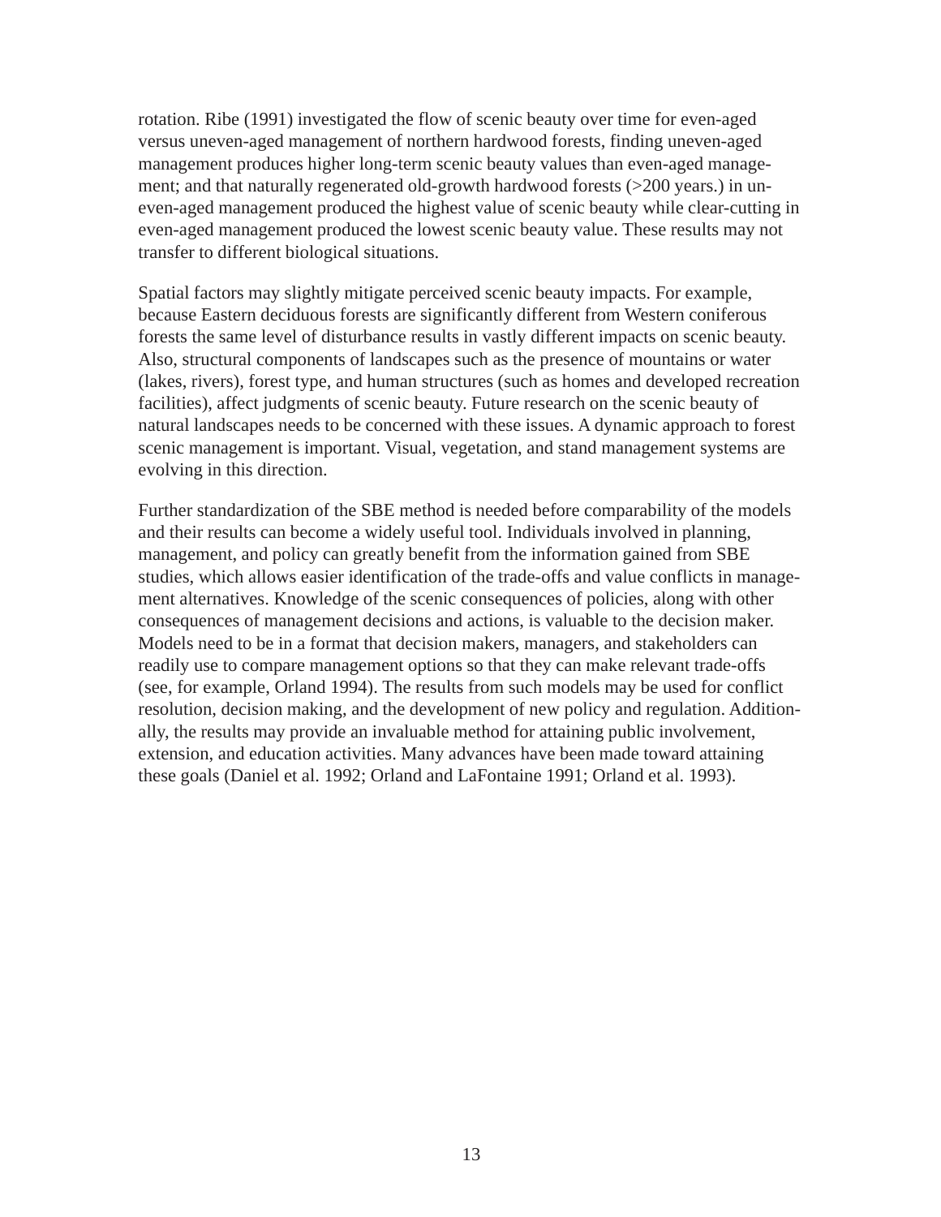rotation. Ribe (1991) investigated the flow of scenic beauty over time for even-aged versus uneven-aged management of northern hardwood forests, finding uneven-aged management produces higher long-term scenic beauty values than even-aged management; and that naturally regenerated old-growth hardwood forests (>200 years.) in uneven-aged management produced the highest value of scenic beauty while clear-cutting in even-aged management produced the lowest scenic beauty value. These results may not transfer to different biological situations.

Spatial factors may slightly mitigate perceived scenic beauty impacts. For example, because Eastern deciduous forests are significantly different from Western coniferous forests the same level of disturbance results in vastly different impacts on scenic beauty. Also, structural components of landscapes such as the presence of mountains or water (lakes, rivers), forest type, and human structures (such as homes and developed recreation facilities), affect judgments of scenic beauty. Future research on the scenic beauty of natural landscapes needs to be concerned with these issues. A dynamic approach to forest scenic management is important. Visual, vegetation, and stand management systems are evolving in this direction.

Further standardization of the SBE method is needed before comparability of the models and their results can become a widely useful tool. Individuals involved in planning, management, and policy can greatly benefit from the information gained from SBE studies, which allows easier identification of the trade-offs and value conflicts in management alternatives. Knowledge of the scenic consequences of policies, along with other consequences of management decisions and actions, is valuable to the decision maker. Models need to be in a format that decision makers, managers, and stakeholders can readily use to compare management options so that they can make relevant trade-offs (see, for example, Orland 1994). The results from such models may be used for conflict resolution, decision making, and the development of new policy and regulation. Additionally, the results may provide an invaluable method for attaining public involvement, extension, and education activities. Many advances have been made toward attaining these goals (Daniel et al. 1992; Orland and LaFontaine 1991; Orland et al. 1993).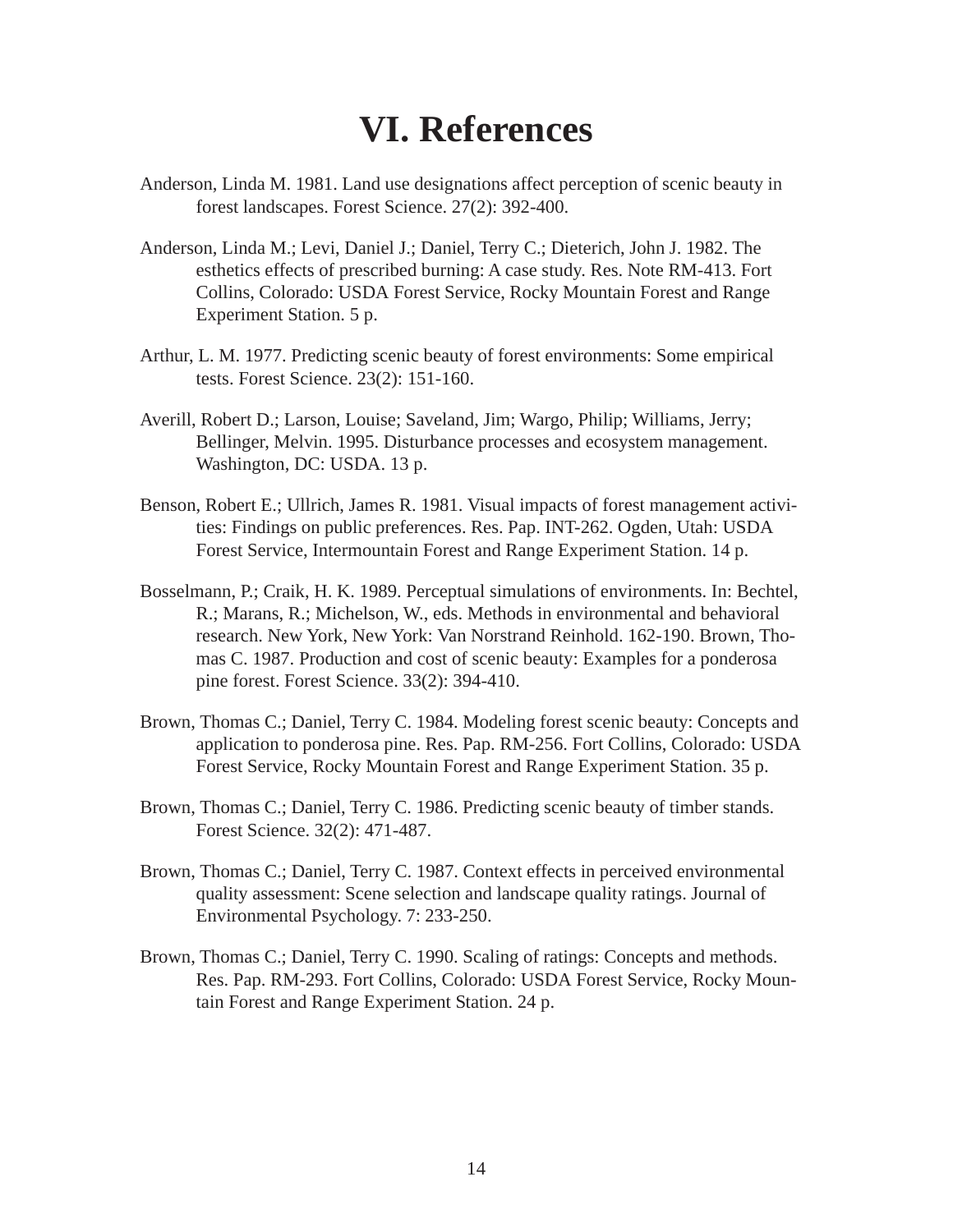# VI. References

Anderson, Linda M. 1981. Land use designations affect perception of scenic beauty in forest landscapes. Forest Science. 27(2): 392-400.

Anderson, Linda M.; Levi, Daniel J.; Daniel, Terry C.; Dieterich, John J. 1982. The esthetics effects of prescribed burning: A case study. Res. Note RM-413. Fort Collins, Colorado: USDA Forest Service, Rocky Mountain Forest and Range Experiment Station. 5 p.

Arthur, L. M. 1977. Predicting scenic beauty of forest environments: Some empirical tests. Forest Science. 23(2): 151-160.

Averill, Robert D.; Larson, Louise; Saveland, Jim; Wargo, Philip; Williams, Jerry; Bellinger, Melvin. 1995. Disturbance processes and ecosystem management. Washington, DC: USDA. 13 p.

Benson, Robert E.; Ullrich, James R. 1981. Visual impacts of forest management activities: Findings on public preferences. Res. Pap. INT-262. Ogden, Utah: USDA Forest Service, Intermountain Forest and Range Experiment Station. 14 p.

Bosselmann, P.; Craik, H. K. 1989. Perceptual simulations of environments. In: Bechtel, R.; Marans, R.; Michelson, W., eds. Methods in environmental and behavioral research. New York, New York: Van Norstrand Reinhold. 162-190. Brown, Thomas C. 1987. Production and cost of scenic beauty: Examples for a ponderosa pine forest. Forest Science. 33(2): 394-410.

Brown, Thomas C.; Daniel, Terry C. 1984. Modeling forest scenic beauty: Concepts and application to ponderosa pine. Res. Pap. RM-256. Fort Collins, Colorado: USDA Forest Service, Rocky Mountain Forest and Range Experiment Station. 35 p.

Brown, Thomas C.; Daniel, Terry C. 1986. Predicting scenic beauty of timber stands. Forest Science. 32(2): 471-487.

Brown, Thomas C.; Daniel, Terry C. 1987. Context effects in perceived environmental quality assessment: Scene selection and landscape quality ratings. Journal of Environmental Psychology. 7: 233-250.

Brown, Thomas C.; Daniel, Terry C. 1990. Scaling of ratings: Concepts and methods. Res. Pap. RM-293. Fort Collins, Colorado: USDA Forest Service, Rocky Mountain Forest and Range Experiment Station. 24 p.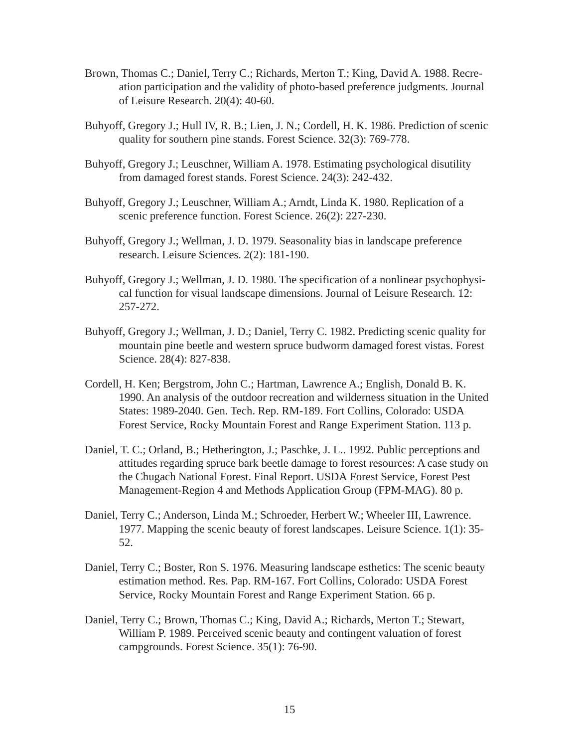Brown, Thomas C.; Daniel, Terry C.; Richards, Merton T.; King, David A. 1988. Recreation participation and the validity of photo-based preference judgments. Journal of Leisure Research. 20(4): 40-60.

Buhyoff, Gregory J.; Hull IV, R. B.; Lien, J. N.; Cordell, H. K. 1986. Prediction of scenic quality for southern pine stands. Forest Science. 32(3): 769-778.

Buhyoff, Gregory J.; Leuschner, William A. 1978. Estimating psychological disutility from damaged forest stands. Forest Science. 24(3): 242-432.

Buhyoff, Gregory J.; Leuschner, William A.; Arndt, Linda K. 1980. Replication of a scenic preference function. Forest Science. 26(2): 227-230.

Buhyoff, Gregory J.; Wellman, J. D. 1979. Seasonality bias in landscape preference research. Leisure Sciences. 2(2): 181-190.

Buhyoff, Gregory J.; Wellman, J. D. 1980. The specification of a nonlinear psychophysical function for visual landscape dimensions. Journal of Leisure Research. 12: 257-272.

Buhyoff, Gregory J.; Wellman, J. D.; Daniel, Terry C. 1982. Predicting scenic quality for mountain pine beetle and western spruce budworm damaged forest vistas. Forest Science. 28(4): 827-838.

Cordell, H. Ken; Bergstrom, John C.; Hartman, Lawrence A.; English, Donald B. K. 1990. An analysis of the outdoor recreation and wilderness situation in the United States: 1989-2040. Gen. Tech. Rep. RM-189. Fort Collins, Colorado: USDA Forest Service, Rocky Mountain Forest and Range Experiment Station. 113 p.

Daniel, T. C.; Orland, B.; Hetherington, J.; Paschke, J. L.. 1992. Public perceptions and attitudes regarding spruce bark beetle damage to forest resources: A case study on the Chugach National Forest. Final Report. USDA Forest Service, Forest Pest Management-Region 4 and Methods Application Group (FPM-MAG). 80 p.

Daniel, Terry C.; Anderson, Linda M.; Schroeder, Herbert W.; Wheeler III, Lawrence. 1977. Mapping the scenic beauty of forest landscapes. Leisure Science. 1(1): 35-52.

Daniel, Terry C.; Boster, Ron S. 1976. Measuring landscape esthetics: The scenic beauty estimation method. Res. Pap. RM-167. Fort Collins, Colorado: USDA Forest Service, Rocky Mountain Forest and Range Experiment Station. 66 p.

Daniel, Terry C.; Brown, Thomas C.; King, David A.; Richards, Merton T.; Stewart, William P. 1989. Perceived scenic beauty and contingent valuation of forest campgrounds. Forest Science. 35(1): 76-90.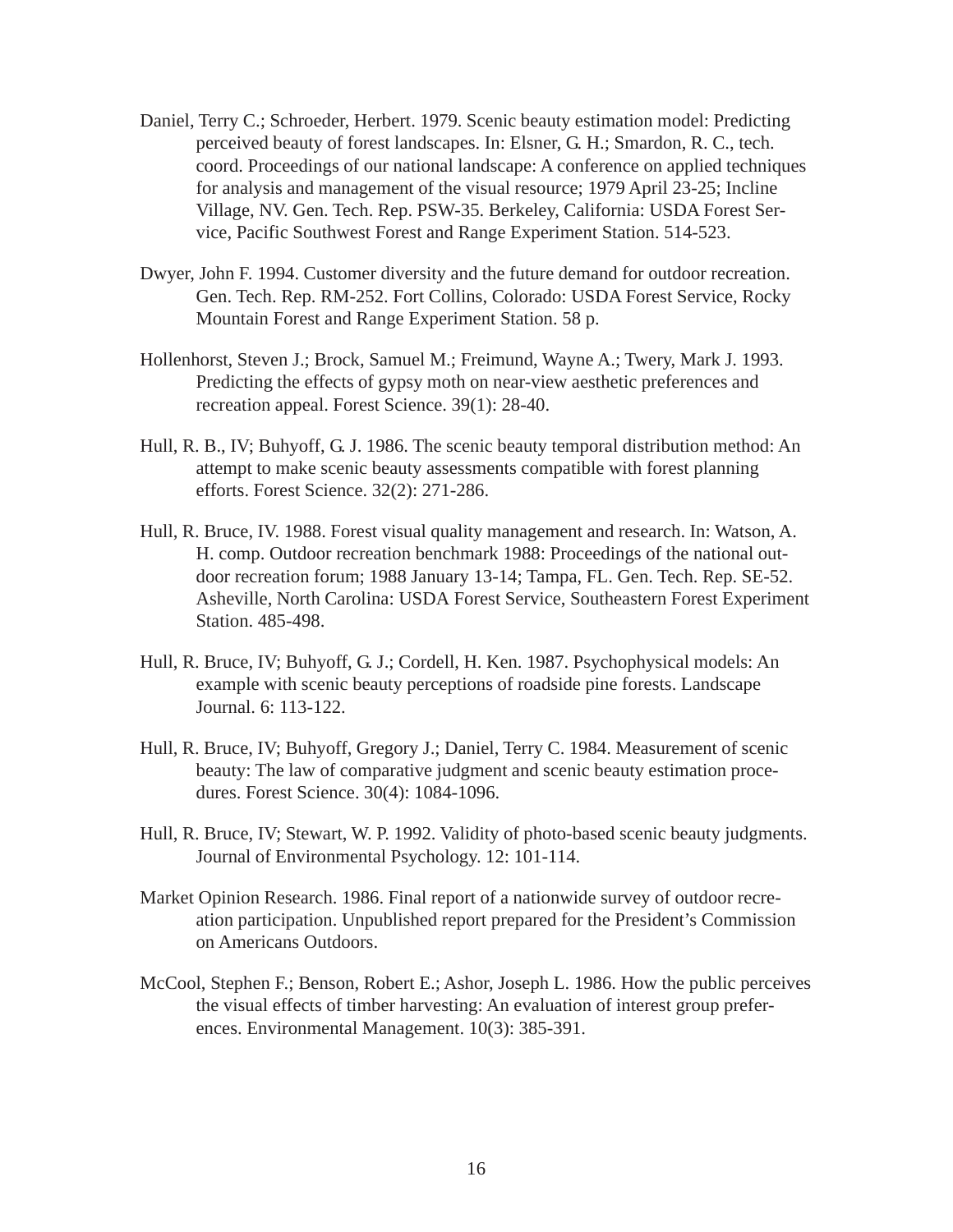Daniel, Terry C.; Schroeder, Herbert. 1979. Scenic beauty estimation model: Predicting perceived beauty of forest landscapes. In: Elsner, G. H.; Smardon, R. C., tech. coord. Proceedings of our national landscape: A conference on applied techniques for analysis and management of the visual resource; 1979 April 23-25; Incline Village, NV. Gen. Tech. Rep. PSW-35. Berkeley, California: USDA Forest Service, Pacific Southwest Forest and Range Experiment Station. 514-523.

Dwyer, John F. 1994. Customer diversity and the future demand for outdoor recreation. Gen. Tech. Rep. RM-252. Fort Collins, Colorado: USDA Forest Service, Rocky Mountain Forest and Range Experiment Station. 58 p.

Hollenhorst, Steven J.; Brock, Samuel M.; Freimund, Wayne A.; Twery, Mark J. 1993. Predicting the effects of gypsy moth on near-view aesthetic preferences and recreation appeal. Forest Science. 39(1): 28-40.

Hull, R. B., IV; Buhyoff, G. J. 1986. The scenic beauty temporal distribution method: An attempt to make scenic beauty assessments compatible with forest planning efforts. Forest Science. 32(2): 271-286.

Hull, R. Bruce, IV. 1988. Forest visual quality management and research. In: Watson, A. H. comp. Outdoor recreation benchmark 1988: Proceedings of the national outdoor recreation forum; 1988 January 13-14; Tampa, FL. Gen. Tech. Rep. SE-52. Asheville, North Carolina: USDA Forest Service, Southeastern Forest Experiment Station. 485-498.

Hull, R. Bruce, IV; Buhyoff, G. J.; Cordell, H. Ken. 1987. Psychophysical models: An example with scenic beauty perceptions of roadside pine forests. Landscape Journal. 6: 113-122.

Hull, R. Bruce, IV; Buhyoff, Gregory J.; Daniel, Terry C. 1984. Measurement of scenic beauty: The law of comparative judgment and scenic beauty estimation procedures. Forest Science. 30(4): 1084-1096.

Hull, R. Bruce, IV; Stewart, W. P. 1992. Validity of photo-based scenic beauty judgments. Journal of Environmental Psychology. 12: 101-114.

Market Opinion Research. 1986. Final report of a nationwide survey of outdoor recreation participation. Unpublished report prepared for the President's Commission on Americans Outdoors.

McCool, Stephen F.; Benson, Robert E.; Ashor, Joseph L. 1986. How the public perceives the visual effects of timber harvesting: An evaluation of interest group preferences. Environmental Management. 10(3): 385-391.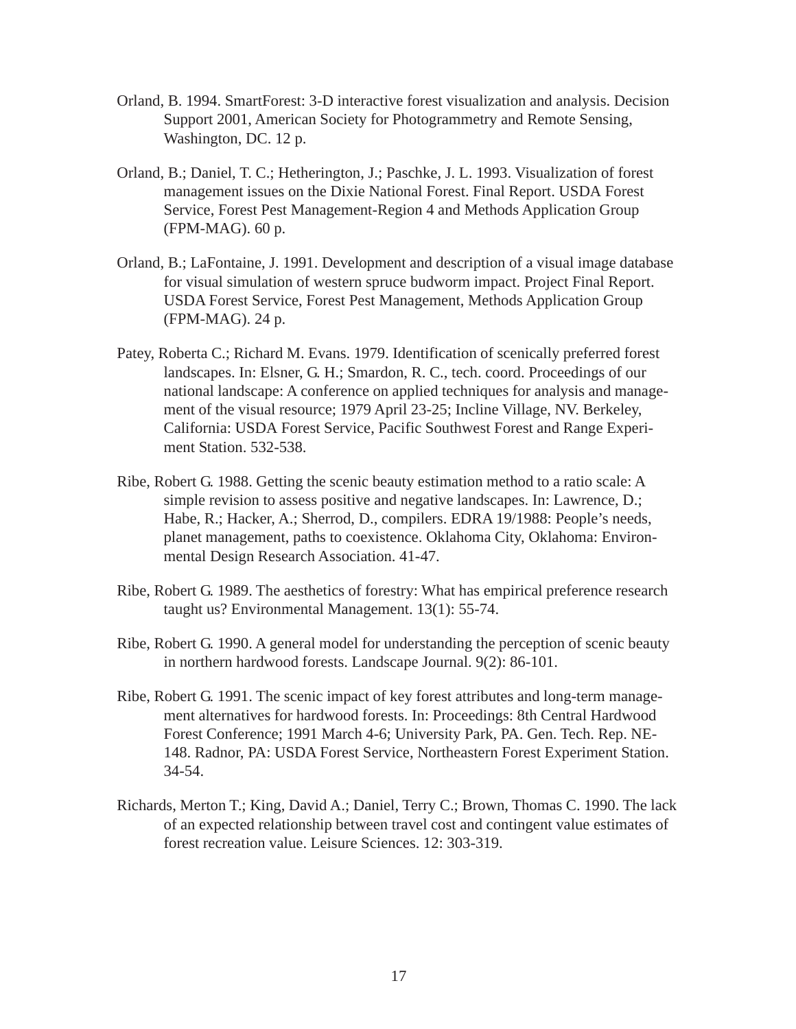Orland, B. 1994. SmartForest: 3-D interactive forest visualization and analysis. Decision Support 2001, American Society for Photogrammetry and Remote Sensing, Washington, DC. 12 p.

Orland, B.; Daniel, T. C.; Hetherington, J.; Paschke, J. L. 1993. Visualization of forest management issues on the Dixie National Forest. Final Report. USDA Forest Service, Forest Pest Management-Region 4 and Methods Application Group (FPM-MAG). 60 p.

Orland, B.; LaFontaine, J. 1991. Development and description of a visual image database for visual simulation of western spruce budworm impact. Project Final Report. USDA Forest Service, Forest Pest Management, Methods Application Group (FPM-MAG). 24 p.

Patey, Roberta C.; Richard M. Evans. 1979. Identification of scenically preferred forest landscapes. In: Elsner, G. H.; Smardon, R. C., tech. coord. Proceedings of our national landscape: A conference on applied techniques for analysis and management of the visual resource; 1979 April 23-25; Incline Village, NV. Berkeley, California: USDA Forest Service, Pacific Southwest Forest and Range Experiment Station. 532-538.

Ribe, Robert G. 1988. Getting the scenic beauty estimation method to a ratio scale: A simple revision to assess positive and negative landscapes. In: Lawrence, D.; Habe, R.; Hacker, A.; Sherrod, D., compilers. EDRA 19/1988: People's needs, planet management, paths to coexistence. Oklahoma City, Oklahoma: Environmental Design Research Association. 41-47.

Ribe, Robert G. 1989. The aesthetics of forestry: What has empirical preference research taught us? Environmental Management. 13(1): 55-74.

Ribe, Robert G. 1990. A general model for understanding the perception of scenic beauty in northern hardwood forests. Landscape Journal. 9(2): 86-101.

Ribe, Robert G. 1991. The scenic impact of key forest attributes and long-term management alternatives for hardwood forests. In: Proceedings: 8th Central Hardwood Forest Conference; 1991 March 4-6; University Park, PA. Gen. Tech. Rep. NE-148. Radnor, PA: USDA Forest Service, Northeastern Forest Experiment Station. 34-54.

Richards, Merton T.; King, David A.; Daniel, Terry C.; Brown, Thomas C. 1990. The lack of an expected relationship between travel cost and contingent value estimates of forest recreation value. Leisure Sciences. 12: 303-319.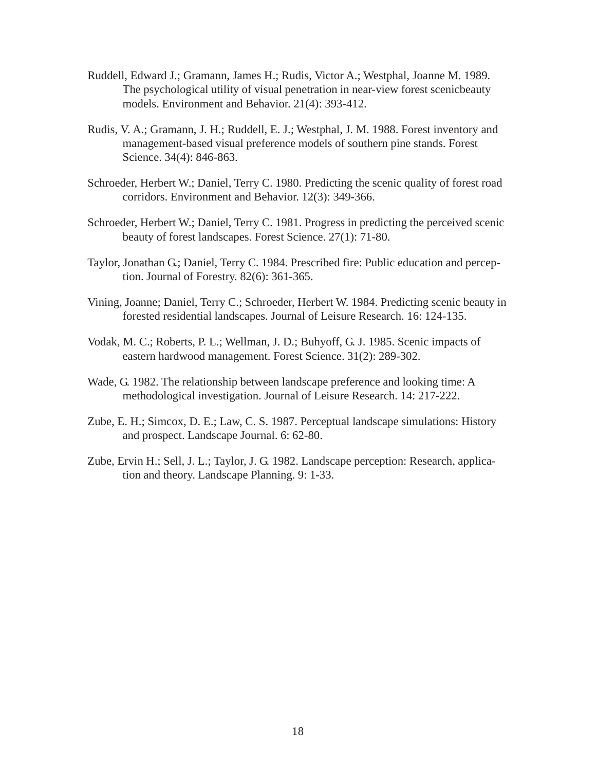Ruddell, Edward J.; Gramann, James H.; Rudis, Victor A.; Westphal, Joanne M. 1989. The psychological utility of visual penetration in near-view forest scenicbeauty models. Environment and Behavior. 21(4): 393-412.

Rudis, V. A.; Gramann, J. H.; Ruddell, E. J.; Westphal, J. M. 1988. Forest inventory and management-based visual preference models of southern pine stands. Forest Science. 34(4): 846-863.

Schroeder, Herbert W.; Daniel, Terry C. 1980. Predicting the scenic quality of forest road corridors. Environment and Behavior. 12(3): 349-366.

Schroeder, Herbert W.; Daniel, Terry C. 1981. Progress in predicting the perceived scenic beauty of forest landscapes. Forest Science. 27(1): 71-80.

Taylor, Jonathan G.; Daniel, Terry C. 1984. Prescribed fire: Public education and perception. Journal of Forestry. 82(6): 361-365.

Vining, Joanne; Daniel, Terry C.; Schroeder, Herbert W. 1984. Predicting scenic beauty in forested residential landscapes. Journal of Leisure Research. 16: 124-135.

Vodak, M. C.; Roberts, P. L.; Wellman, J. D.; Buhyoff, G. J. 1985. Scenic impacts of eastern hardwood management. Forest Science. 31(2): 289-302.

Wade, G. 1982. The relationship between landscape preference and looking time: A methodological investigation. Journal of Leisure Research. 14: 217-222.

Zube, E. H.; Simcox, D. E.; Law, C. S. 1987. Perceptual landscape simulations: History and prospect. Landscape Journal. 6: 62-80.

Zube, Ervin H.; Sell, J. L.; Taylor, J. G. 1982. Landscape perception: Research, application and theory. Landscape Planning. 9: 1-33.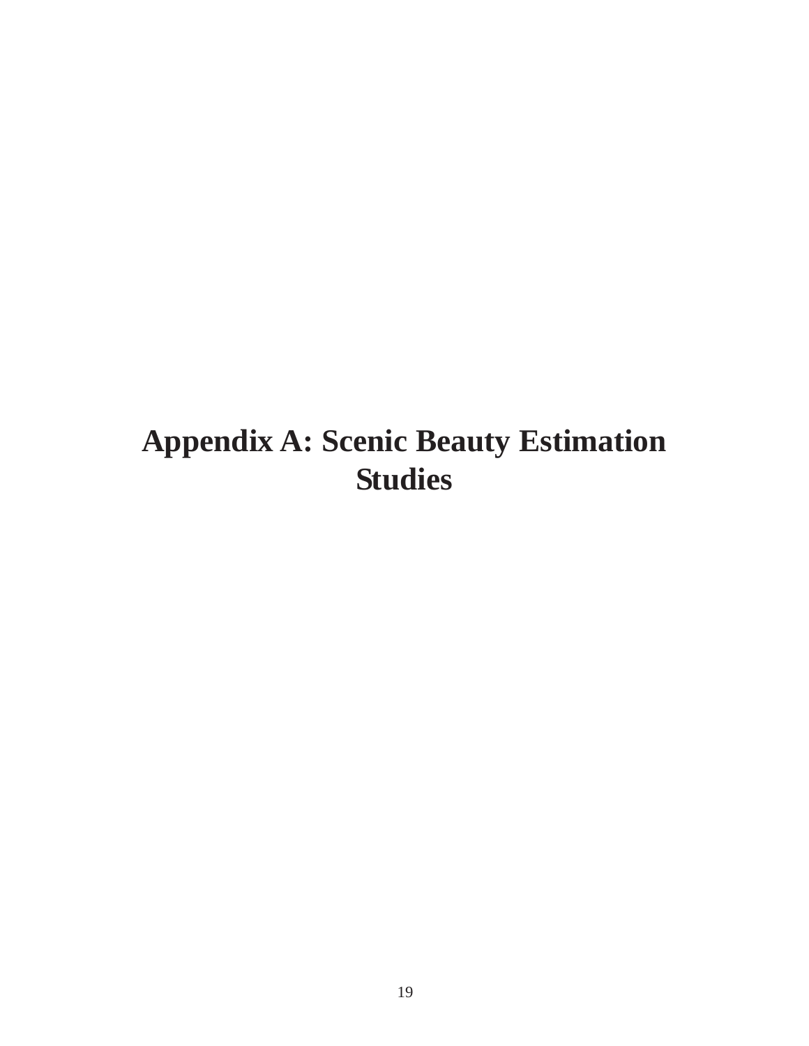# Appendix A: Scenic Beauty Estimation Studies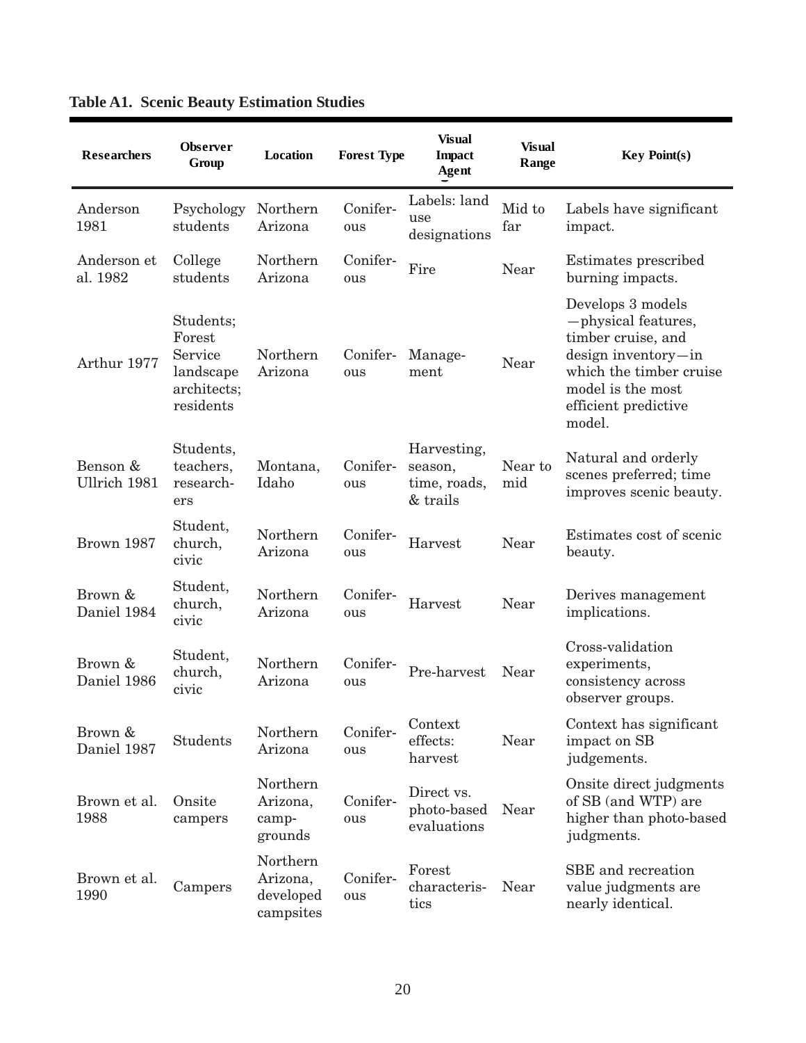**Table A1. Scenic Beauty Estimation Studies**

| Researchers | Observer Group | Location | Forest Type | Visual Impact Agent | Visual Range | Key Point(s) |
|---|---|---|---|---|---|---|
| Anderson 1981 | Psychology students | Northern Arizona | Coniferous | Labels: land use designations | Mid to far | Labels have significant impact. |
| Anderson et al. 1982 | College students | Northern Arizona | Coniferous | Fire | Near | Estimates prescribed burning impacts. |
| Arthur 1977 | Students; Forest Service landscape architects; residents | Northern Arizona | Coniferous | Management | Near | Develops 3 models—physical features, timber cruise, and design inventory—in which the timber cruise model is the most efficient predictive model. |
| Benson & Ullrich 1981 | Students, teachers, researchers | Montana, Idaho | Coniferous | Harvesting, season, time, roads, & trails | Near to mid | Natural and orderly scenes preferred; time improves scenic beauty. |
| Brown 1987 | Student, church, civic | Northern Arizona | Coniferous | Harvest | Near | Estimates cost of scenic beauty. |
| Brown & Daniel 1984 | Student, church, civic | Northern Arizona | Coniferous | Harvest | Near | Derives management implications. |
| Brown & Daniel 1986 | Student, church, civic | Northern Arizona | Coniferous | Pre-harvest | Near | Cross-validation experiments, consistency across observer groups. |
| Brown & Daniel 1987 | Students | Northern Arizona | Coniferous | Context effects: harvest | Near | Context has significant impact on SB judgements. |
| Brown et al. 1988 | Onsite campers | Northern Arizona, campgrounds | Coniferous | Direct vs. photo-based evaluations | Near | Onsite direct judgments of SB (and WTP) are higher than photo-based judgments. |
| Brown et al. 1990 | Campers | Northern Arizona, developed campsites | Coniferous | Forest characteristics | Near | SBE and recreation value judgments are nearly identical. |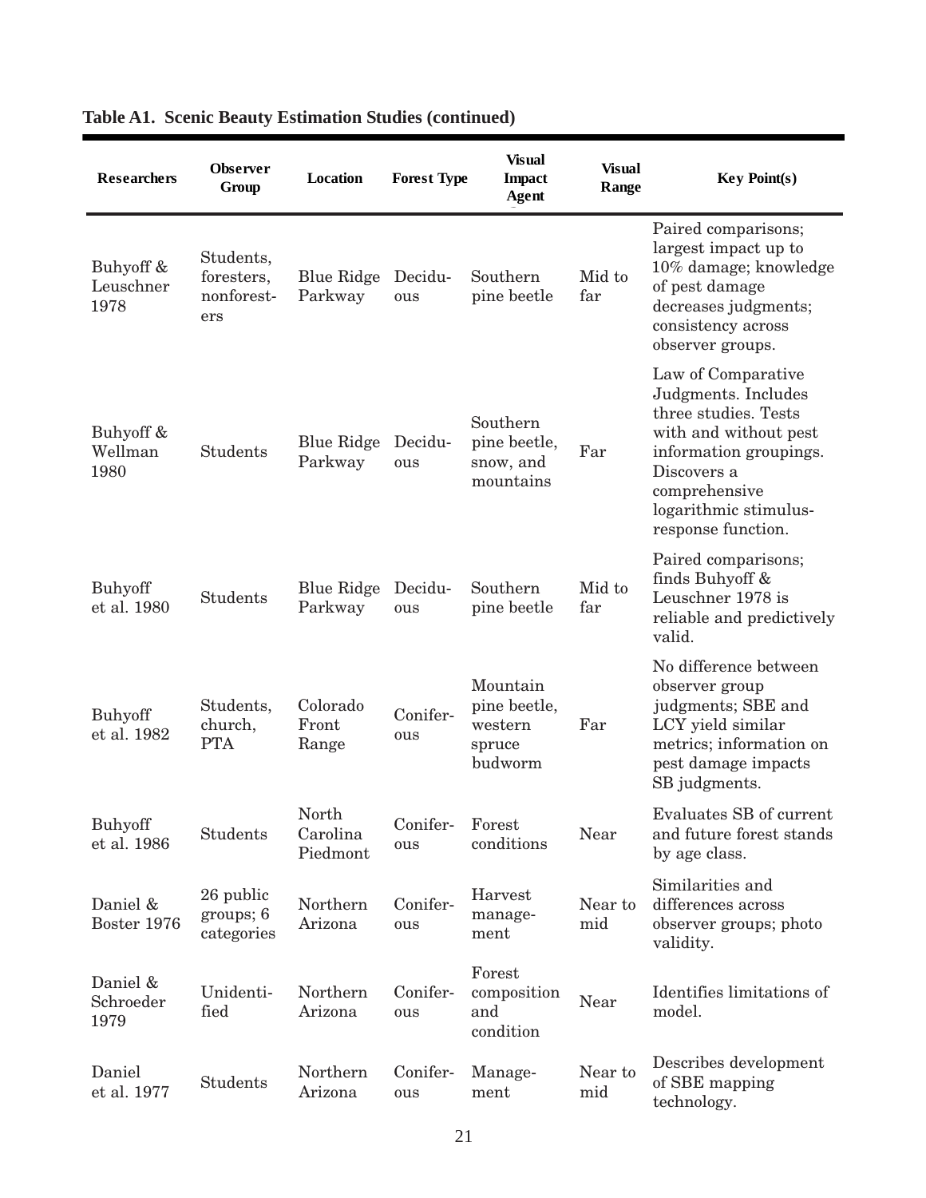**Table A1. Scenic Beauty Estimation Studies (continued)**

| Researchers | Observer Group | Location | Forest Type | Visual Impact Agent | Visual Range | Key Point(s) |
|---|---|---|---|---|---|---|
| Buhyoff & Leuschner 1978 | Students, foresters, nonforesters | Blue Ridge Parkway | Deciduous | Southern pine beetle | Mid to far | Paired comparisons; largest impact up to 10% damage; knowledge of pest damage decreases judgments; consistency across observer groups. |
| Buhyoff & Wellman 1980 | Students | Blue Ridge Parkway | Deciduous | Southern pine beetle, snow, and mountains | Far | Law of Comparative Judgments. Includes three studies. Tests with and without pest information groupings. Discovers a comprehensive logarithmic stimulus-response function. |
| Buhyoff et al. 1980 | Students | Blue Ridge Parkway | Deciduous | Southern pine beetle | Mid to far | Paired comparisons; finds Buhyoff & Leuschner 1978 is reliable and predictively valid. |
| Buhyoff et al. 1982 | Students, church, PTA | Colorado Front Range | Coniferous | Mountain pine beetle, western spruce budworm | Far | No difference between observer group judgments; SBE and LCY yield similar metrics; information on pest damage impacts SB judgments. |
| Buhyoff et al. 1986 | Students | North Carolina Piedmont | Coniferous | Forest conditions | Near | Evaluates SB of current and future forest stands by age class. |
| Daniel & Boster 1976 | 26 public groups; 6 categories | Northern Arizona | Coniferous | Harvest management | Near to mid | Similarities and differences across observer groups; photo validity. |
| Daniel & Schroeder 1979 | Unidentified | Northern Arizona | Coniferous | Forest composition and condition | Near | Identifies limitations of model. |
| Daniel et al. 1977 | Students | Northern Arizona | Coniferous | Management | Near to mid | Describes development of SBE mapping technology. |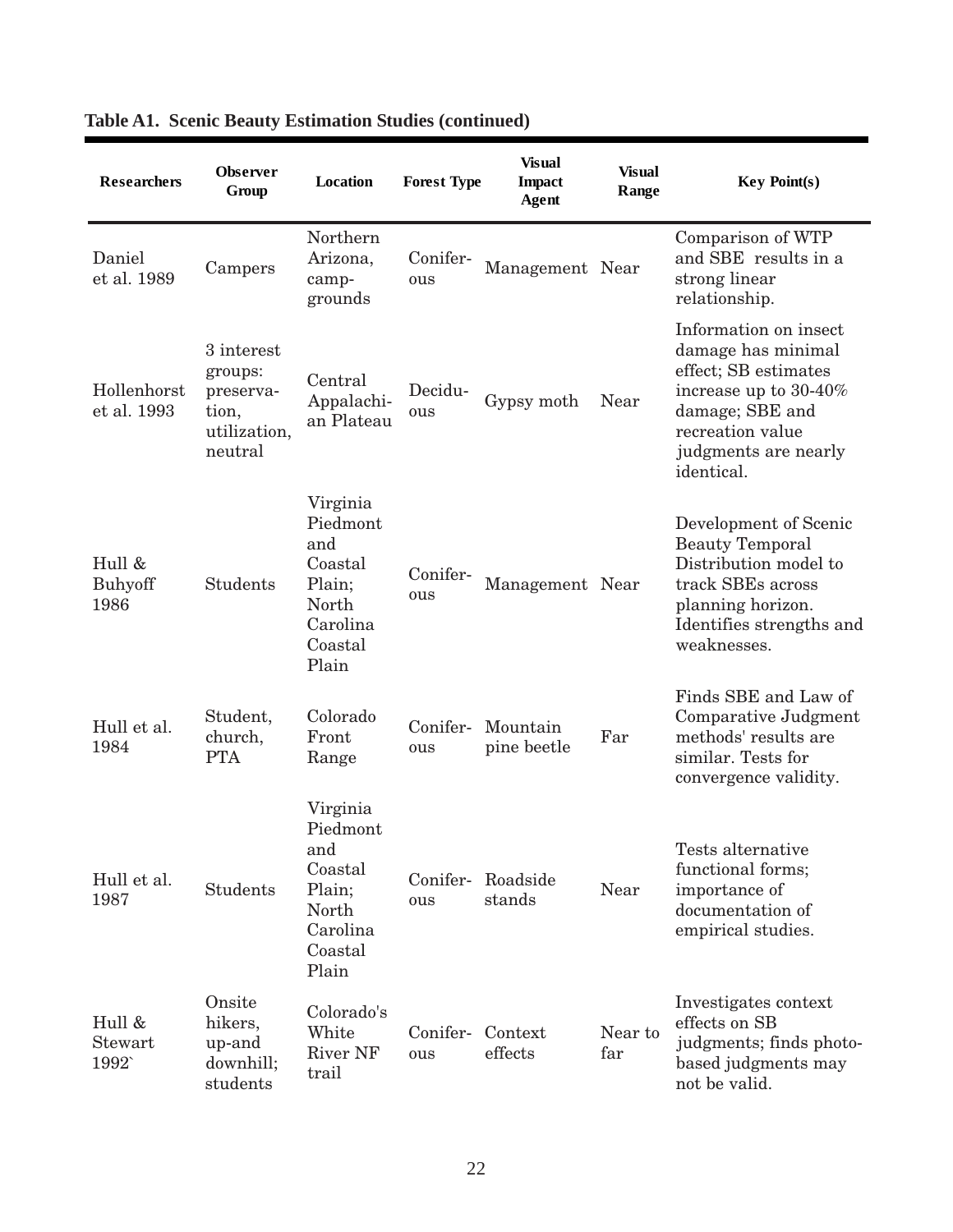**Table A1. Scenic Beauty Estimation Studies (continued)**

| Researchers | Observer Group | Location | Forest Type | Visual Impact Agent | Visual Range | Key Point(s) |
|---|---|---|---|---|---|---|
| Daniel et al. 1989 | Campers | Northern Arizona, camp-grounds | Conifer-ous | Management | Near | Comparison of WTP and SBE results in a strong linear relationship. |
| Hollenhorst et al. 1993 | 3 interest groups: preserva-tion, utilization, neutral | Central Appalachi-an Plateau | Decidu-ous | Gypsy moth | Near | Information on insect damage has minimal effect; SB estimates increase up to 30-40% damage; SBE and recreation value judgments are nearly identical. |
| Hull & Buhyoff 1986 | Students | Virginia Piedmont and Coastal Plain; North Carolina Coastal Plain | Conifer-ous | Management | Near | Development of Scenic Beauty Temporal Distribution model to track SBEs across planning horizon. Identifies strengths and weaknesses. |
| Hull et al. 1984 | Student, church, PTA | Colorado Front Range | Conifer-ous | Mountain pine beetle | Far | Finds SBE and Law of Comparative Judgment methods' results are similar. Tests for convergence validity. |
| Hull et al. 1987 | Students | Virginia Piedmont and Coastal Plain; North Carolina Coastal Plain | Conifer-ous | Roadside stands | Near | Tests alternative functional forms; importance of documentation of empirical studies. |
| Hull & Stewart 1992` | Onsite hikers, up-and downhill; students | Colorado's White River NF trail | Conifer-ous | Context effects | Near to far | Investigates context effects on SB judgments; finds photo-based judgments may not be valid. |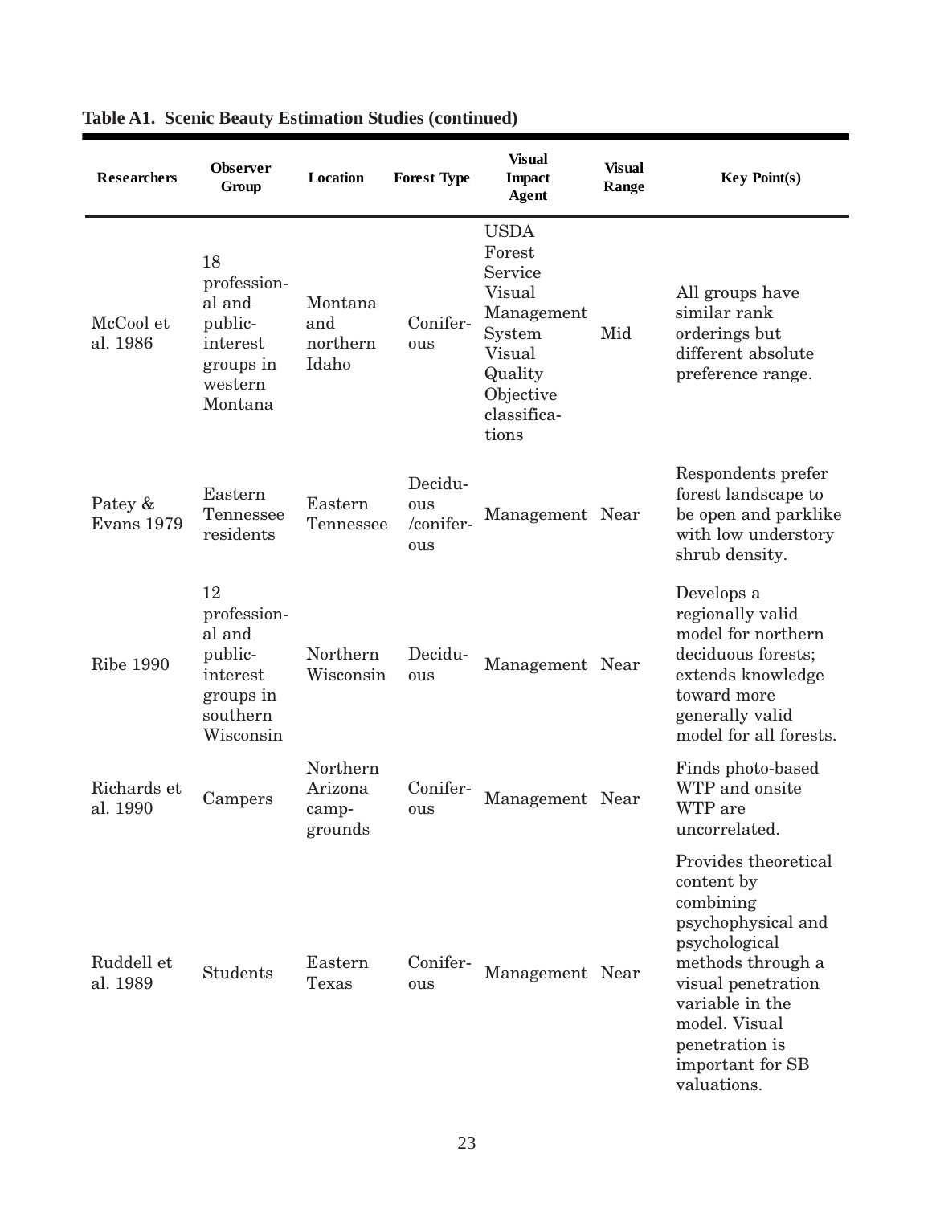**Table A1. Scenic Beauty Estimation Studies (continued)**

| Researchers | Observer Group | Location | Forest Type | Visual Impact Agent | Visual Range | Key Point(s) |
|---|---|---|---|---|---|---|
| McCool et al. 1986 | 18 professional and public-interest groups in western Montana | Montana and northern Idaho | Coniferous | USDA Forest Service Visual Management System Visual Quality Objective classifications | Mid | All groups have similar rank orderings but different absolute preference range. |
| Patey & Evans 1979 | Eastern Tennessee residents | Eastern Tennessee | Deciduous /coniferous | Management | Near | Respondents prefer forest landscape to be open and parklike with low understory shrub density. |
| Ribe 1990 | 12 professional and public-interest groups in southern Wisconsin | Northern Wisconsin | Deciduous | Management | Near | Develops a regionally valid model for northern deciduous forests; extends knowledge toward more generally valid model for all forests. |
| Richards et al. 1990 | Campers | Northern Arizona campgrounds | Coniferous | Management | Near | Finds photo-based WTP and onsite WTP are uncorrelated. |
| Ruddell et al. 1989 | Students | Eastern Texas | Coniferous | Management | Near | Provides theoretical content by combining psychophysical and psychological methods through a visual penetration variable in the model. Visual penetration is important for SB valuations. |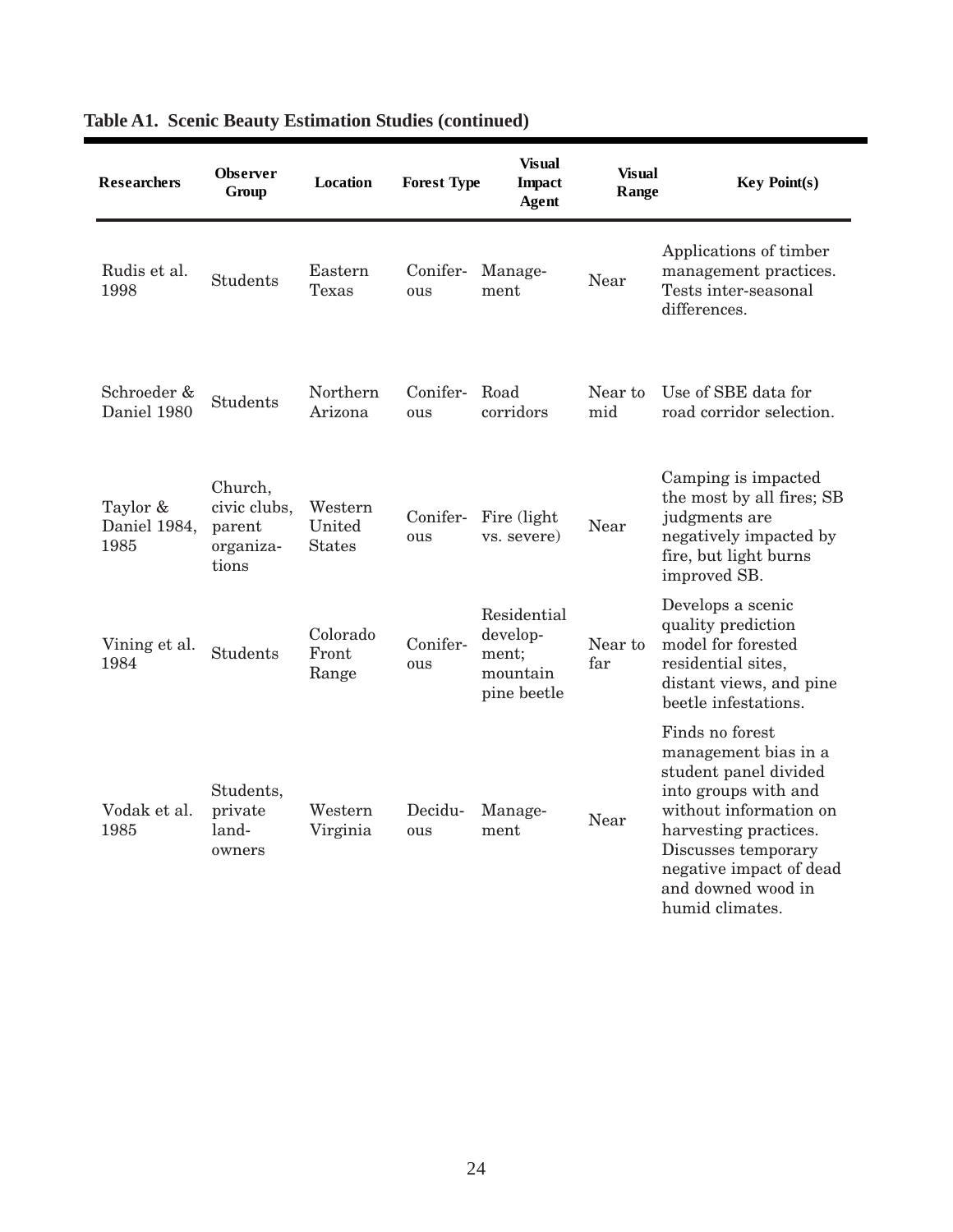**Table A1. Scenic Beauty Estimation Studies (continued)**

| Researchers | Observer Group | Location | Forest Type | Visual Impact Agent | Visual Range | Key Point(s) |
|---|---|---|---|---|---|---|
| Rudis et al. 1998 | Students | Eastern Texas | Coniferous | Management | Near | Applications of timber management practices. Tests inter-seasonal differences. |
| Schroeder & Daniel 1980 | Students | Northern Arizona | Coniferous | Road corridors | Near to mid | Use of SBE data for road corridor selection. |
| Taylor & Daniel 1984, 1985 | Church, civic clubs, parent organizations | Western United States | Coniferous | Fire (light vs. severe) | Near | Camping is impacted the most by all fires; SB judgments are negatively impacted by fire, but light burns improved SB. |
| Vining et al. 1984 | Students | Colorado Front Range | Coniferous | Residential development; mountain pine beetle | Near to far | Develops a scenic quality prediction model for forested residential sites, distant views, and pine beetle infestations. |
| Vodak et al. 1985 | Students, private landowners | Western Virginia | Deciduous | Management | Near | Finds no forest management bias in a student panel divided into groups with and without information on harvesting practices. Discusses temporary negative impact of dead and downed wood in humid climates. |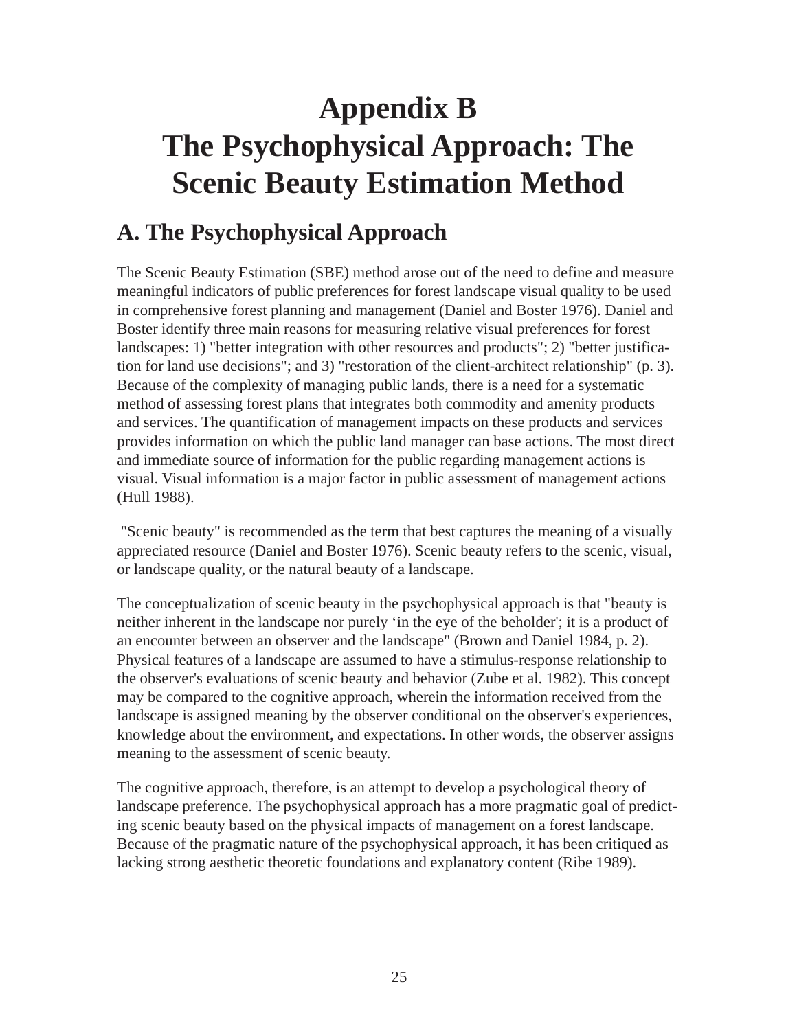# Appendix B
# The Psychophysical Approach: The Scenic Beauty Estimation Method

## A. The Psychophysical Approach

The Scenic Beauty Estimation (SBE) method arose out of the need to define and measure meaningful indicators of public preferences for forest landscape visual quality to be used in comprehensive forest planning and management (Daniel and Boster 1976). Daniel and Boster identify three main reasons for measuring relative visual preferences for forest landscapes: 1) "better integration with other resources and products"; 2) "better justification for land use decisions"; and 3) "restoration of the client-architect relationship" (p. 3). Because of the complexity of managing public lands, there is a need for a systematic method of assessing forest plans that integrates both commodity and amenity products and services. The quantification of management impacts on these products and services provides information on which the public land manager can base actions. The most direct and immediate source of information for the public regarding management actions is visual. Visual information is a major factor in public assessment of management actions (Hull 1988).

"Scenic beauty" is recommended as the term that best captures the meaning of a visually appreciated resource (Daniel and Boster 1976). Scenic beauty refers to the scenic, visual, or landscape quality, or the natural beauty of a landscape.

The conceptualization of scenic beauty in the psychophysical approach is that "beauty is neither inherent in the landscape nor purely 'in the eye of the beholder'; it is a product of an encounter between an observer and the landscape" (Brown and Daniel 1984, p. 2). Physical features of a landscape are assumed to have a stimulus-response relationship to the observer's evaluations of scenic beauty and behavior (Zube et al. 1982). This concept may be compared to the cognitive approach, wherein the information received from the landscape is assigned meaning by the observer conditional on the observer's experiences, knowledge about the environment, and expectations. In other words, the observer assigns meaning to the assessment of scenic beauty.

The cognitive approach, therefore, is an attempt to develop a psychological theory of landscape preference. The psychophysical approach has a more pragmatic goal of predicting scenic beauty based on the physical impacts of management on a forest landscape. Because of the pragmatic nature of the psychophysical approach, it has been critiqued as lacking strong aesthetic theoretic foundations and explanatory content (Ribe 1989).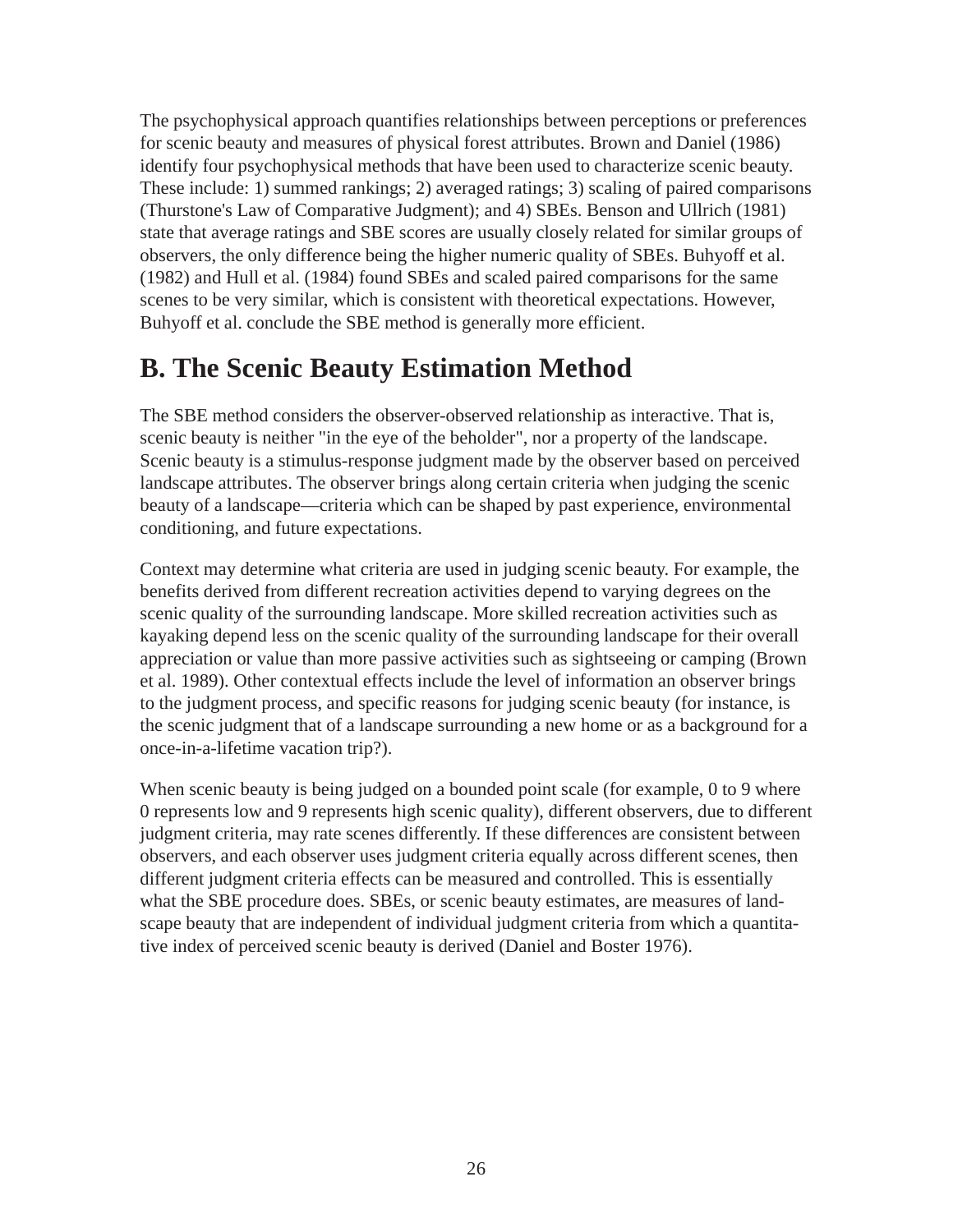The psychophysical approach quantifies relationships between perceptions or preferences for scenic beauty and measures of physical forest attributes. Brown and Daniel (1986) identify four psychophysical methods that have been used to characterize scenic beauty. These include: 1) summed rankings; 2) averaged ratings; 3) scaling of paired comparisons (Thurstone's Law of Comparative Judgment); and 4) SBEs. Benson and Ullrich (1981) state that average ratings and SBE scores are usually closely related for similar groups of observers, the only difference being the higher numeric quality of SBEs. Buhyoff et al. (1982) and Hull et al. (1984) found SBEs and scaled paired comparisons for the same scenes to be very similar, which is consistent with theoretical expectations. However, Buhyoff et al. conclude the SBE method is generally more efficient.

## B. The Scenic Beauty Estimation Method

The SBE method considers the observer-observed relationship as interactive. That is, scenic beauty is neither "in the eye of the beholder", nor a property of the landscape. Scenic beauty is a stimulus-response judgment made by the observer based on perceived landscape attributes. The observer brings along certain criteria when judging the scenic beauty of a landscape—criteria which can be shaped by past experience, environmental conditioning, and future expectations.

Context may determine what criteria are used in judging scenic beauty. For example, the benefits derived from different recreation activities depend to varying degrees on the scenic quality of the surrounding landscape. More skilled recreation activities such as kayaking depend less on the scenic quality of the surrounding landscape for their overall appreciation or value than more passive activities such as sightseeing or camping (Brown et al. 1989). Other contextual effects include the level of information an observer brings to the judgment process, and specific reasons for judging scenic beauty (for instance, is the scenic judgment that of a landscape surrounding a new home or as a background for a once-in-a-lifetime vacation trip?).

When scenic beauty is being judged on a bounded point scale (for example, 0 to 9 where 0 represents low and 9 represents high scenic quality), different observers, due to different judgment criteria, may rate scenes differently. If these differences are consistent between observers, and each observer uses judgment criteria equally across different scenes, then different judgment criteria effects can be measured and controlled. This is essentially what the SBE procedure does. SBEs, or scenic beauty estimates, are measures of landscape beauty that are independent of individual judgment criteria from which a quantitative index of perceived scenic beauty is derived (Daniel and Boster 1976).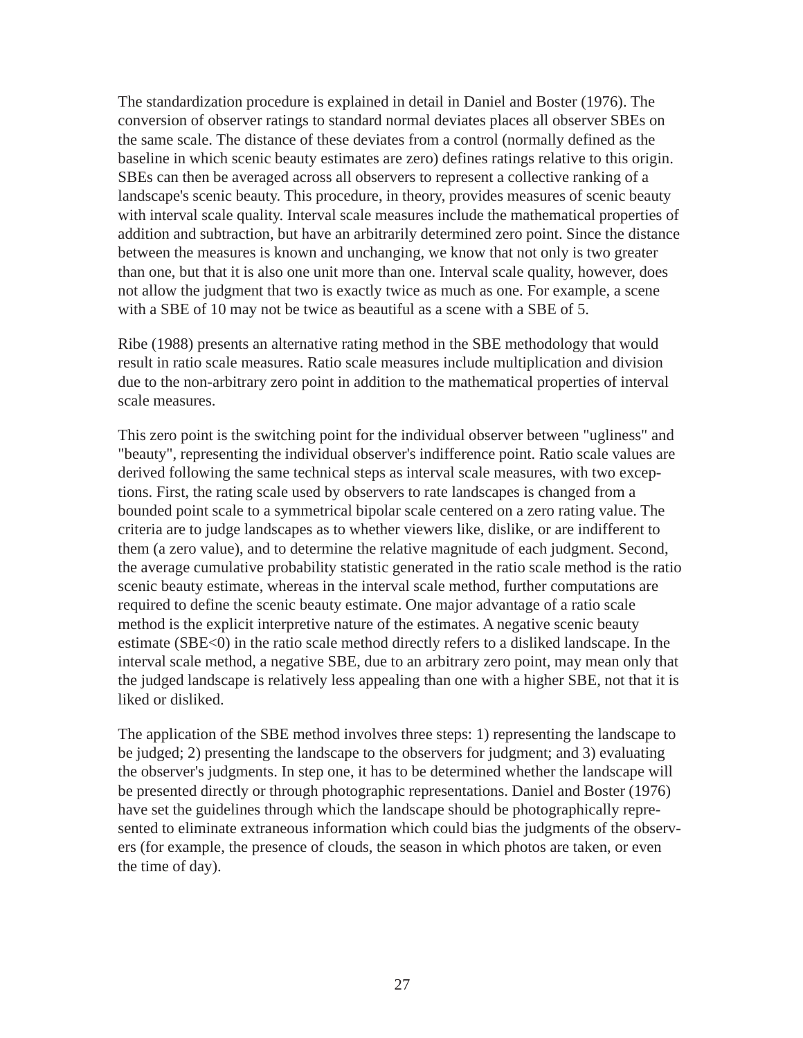The standardization procedure is explained in detail in Daniel and Boster (1976). The conversion of observer ratings to standard normal deviates places all observer SBEs on the same scale. The distance of these deviates from a control (normally defined as the baseline in which scenic beauty estimates are zero) defines ratings relative to this origin. SBEs can then be averaged across all observers to represent a collective ranking of a landscape's scenic beauty. This procedure, in theory, provides measures of scenic beauty with interval scale quality. Interval scale measures include the mathematical properties of addition and subtraction, but have an arbitrarily determined zero point. Since the distance between the measures is known and unchanging, we know that not only is two greater than one, but that it is also one unit more than one. Interval scale quality, however, does not allow the judgment that two is exactly twice as much as one. For example, a scene with a SBE of 10 may not be twice as beautiful as a scene with a SBE of 5.

Ribe (1988) presents an alternative rating method in the SBE methodology that would result in ratio scale measures. Ratio scale measures include multiplication and division due to the non-arbitrary zero point in addition to the mathematical properties of interval scale measures.

This zero point is the switching point for the individual observer between "ugliness" and "beauty", representing the individual observer's indifference point. Ratio scale values are derived following the same technical steps as interval scale measures, with two exceptions. First, the rating scale used by observers to rate landscapes is changed from a bounded point scale to a symmetrical bipolar scale centered on a zero rating value. The criteria are to judge landscapes as to whether viewers like, dislike, or are indifferent to them (a zero value), and to determine the relative magnitude of each judgment. Second, the average cumulative probability statistic generated in the ratio scale method is the ratio scenic beauty estimate, whereas in the interval scale method, further computations are required to define the scenic beauty estimate. One major advantage of a ratio scale method is the explicit interpretive nature of the estimates. A negative scenic beauty estimate (SBE<0) in the ratio scale method directly refers to a disliked landscape. In the interval scale method, a negative SBE, due to an arbitrary zero point, may mean only that the judged landscape is relatively less appealing than one with a higher SBE, not that it is liked or disliked.

The application of the SBE method involves three steps: 1) representing the landscape to be judged; 2) presenting the landscape to the observers for judgment; and 3) evaluating the observer's judgments. In step one, it has to be determined whether the landscape will be presented directly or through photographic representations. Daniel and Boster (1976) have set the guidelines through which the landscape should be photographically represented to eliminate extraneous information which could bias the judgments of the observers (for example, the presence of clouds, the season in which photos are taken, or even the time of day).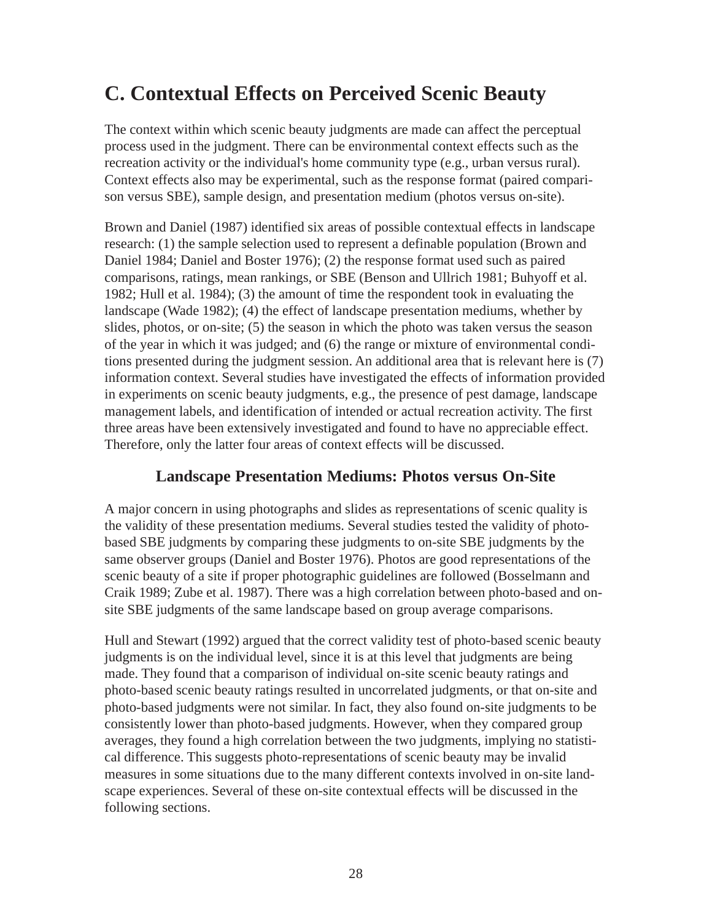## C. Contextual Effects on Perceived Scenic Beauty

The context within which scenic beauty judgments are made can affect the perceptual process used in the judgment. There can be environmental context effects such as the recreation activity or the individual's home community type (e.g., urban versus rural). Context effects also may be experimental, such as the response format (paired comparison versus SBE), sample design, and presentation medium (photos versus on-site).

Brown and Daniel (1987) identified six areas of possible contextual effects in landscape research: (1) the sample selection used to represent a definable population (Brown and Daniel 1984; Daniel and Boster 1976); (2) the response format used such as paired comparisons, ratings, mean rankings, or SBE (Benson and Ullrich 1981; Buhyoff et al. 1982; Hull et al. 1984); (3) the amount of time the respondent took in evaluating the landscape (Wade 1982); (4) the effect of landscape presentation mediums, whether by slides, photos, or on-site; (5) the season in which the photo was taken versus the season of the year in which it was judged; and (6) the range or mixture of environmental conditions presented during the judgment session. An additional area that is relevant here is (7) information context. Several studies have investigated the effects of information provided in experiments on scenic beauty judgments, e.g., the presence of pest damage, landscape management labels, and identification of intended or actual recreation activity. The first three areas have been extensively investigated and found to have no appreciable effect. Therefore, only the latter four areas of context effects will be discussed.

### Landscape Presentation Mediums: Photos versus On-Site

A major concern in using photographs and slides as representations of scenic quality is the validity of these presentation mediums. Several studies tested the validity of photo-based SBE judgments by comparing these judgments to on-site SBE judgments by the same observer groups (Daniel and Boster 1976). Photos are good representations of the scenic beauty of a site if proper photographic guidelines are followed (Bosselmann and Craik 1989; Zube et al. 1987). There was a high correlation between photo-based and on-site SBE judgments of the same landscape based on group average comparisons.

Hull and Stewart (1992) argued that the correct validity test of photo-based scenic beauty judgments is on the individual level, since it is at this level that judgments are being made. They found that a comparison of individual on-site scenic beauty ratings and photo-based scenic beauty ratings resulted in uncorrelated judgments, or that on-site and photo-based judgments were not similar. In fact, they also found on-site judgments to be consistently lower than photo-based judgments. However, when they compared group averages, they found a high correlation between the two judgments, implying no statistical difference. This suggests photo-representations of scenic beauty may be invalid measures in some situations due to the many different contexts involved in on-site landscape experiences. Several of these on-site contextual effects will be discussed in the following sections.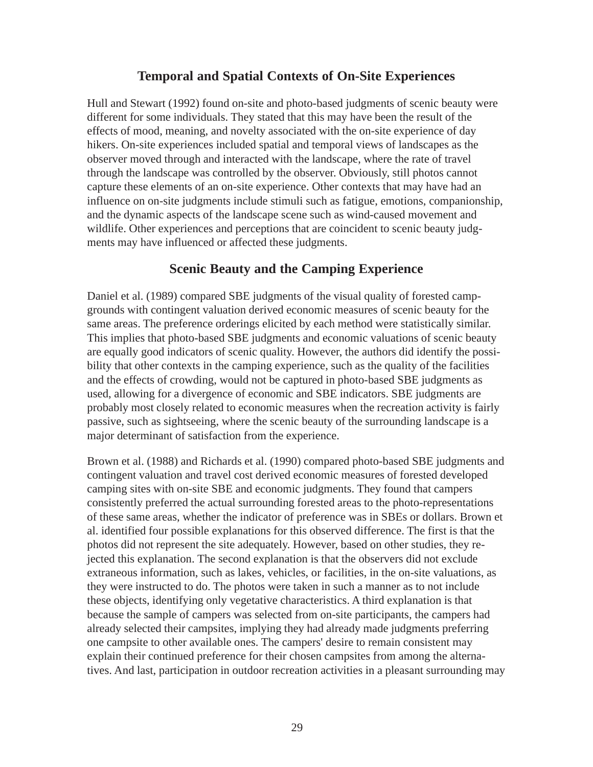## Temporal and Spatial Contexts of On-Site Experiences

Hull and Stewart (1992) found on-site and photo-based judgments of scenic beauty were different for some individuals. They stated that this may have been the result of the effects of mood, meaning, and novelty associated with the on-site experience of day hikers. On-site experiences included spatial and temporal views of landscapes as the observer moved through and interacted with the landscape, where the rate of travel through the landscape was controlled by the observer. Obviously, still photos cannot capture these elements of an on-site experience. Other contexts that may have had an influence on on-site judgments include stimuli such as fatigue, emotions, companionship, and the dynamic aspects of the landscape scene such as wind-caused movement and wildlife. Other experiences and perceptions that are coincident to scenic beauty judgments may have influenced or affected these judgments.

## Scenic Beauty and the Camping Experience

Daniel et al. (1989) compared SBE judgments of the visual quality of forested campgrounds with contingent valuation derived economic measures of scenic beauty for the same areas. The preference orderings elicited by each method were statistically similar. This implies that photo-based SBE judgments and economic valuations of scenic beauty are equally good indicators of scenic quality. However, the authors did identify the possibility that other contexts in the camping experience, such as the quality of the facilities and the effects of crowding, would not be captured in photo-based SBE judgments as used, allowing for a divergence of economic and SBE indicators. SBE judgments are probably most closely related to economic measures when the recreation activity is fairly passive, such as sightseeing, where the scenic beauty of the surrounding landscape is a major determinant of satisfaction from the experience.

Brown et al. (1988) and Richards et al. (1990) compared photo-based SBE judgments and contingent valuation and travel cost derived economic measures of forested developed camping sites with on-site SBE and economic judgments. They found that campers consistently preferred the actual surrounding forested areas to the photo-representations of these same areas, whether the indicator of preference was in SBEs or dollars. Brown et al. identified four possible explanations for this observed difference. The first is that the photos did not represent the site adequately. However, based on other studies, they rejected this explanation. The second explanation is that the observers did not exclude extraneous information, such as lakes, vehicles, or facilities, in the on-site valuations, as they were instructed to do. The photos were taken in such a manner as to not include these objects, identifying only vegetative characteristics. A third explanation is that because the sample of campers was selected from on-site participants, the campers had already selected their campsites, implying they had already made judgments preferring one campsite to other available ones. The campers' desire to remain consistent may explain their continued preference for their chosen campsites from among the alternatives. And last, participation in outdoor recreation activities in a pleasant surrounding may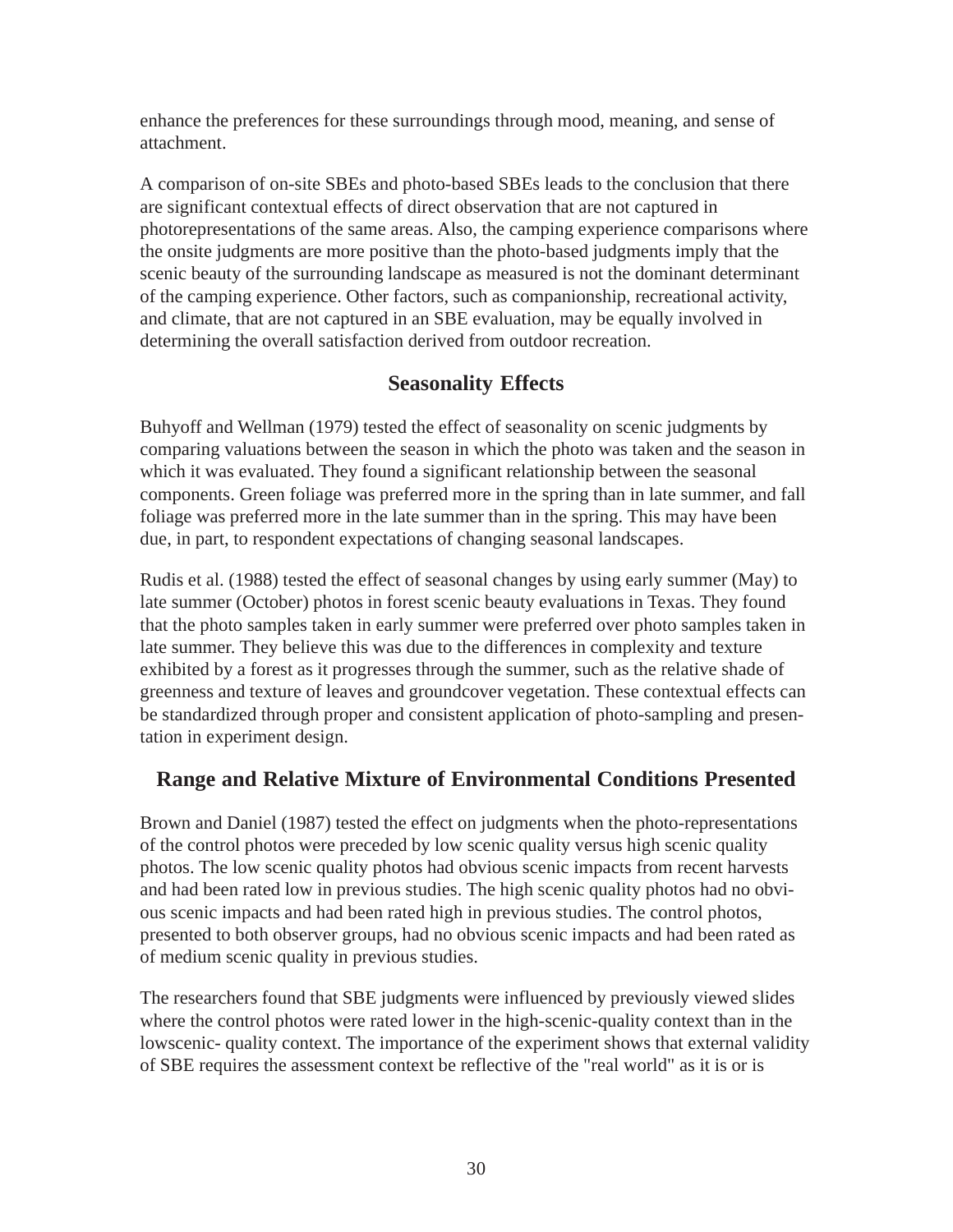enhance the preferences for these surroundings through mood, meaning, and sense of attachment.

A comparison of on-site SBEs and photo-based SBEs leads to the conclusion that there are significant contextual effects of direct observation that are not captured in photorepresentations of the same areas. Also, the camping experience comparisons where the onsite judgments are more positive than the photo-based judgments imply that the scenic beauty of the surrounding landscape as measured is not the dominant determinant of the camping experience. Other factors, such as companionship, recreational activity, and climate, that are not captured in an SBE evaluation, may be equally involved in determining the overall satisfaction derived from outdoor recreation.

## Seasonality Effects

Buhyoff and Wellman (1979) tested the effect of seasonality on scenic judgments by comparing valuations between the season in which the photo was taken and the season in which it was evaluated. They found a significant relationship between the seasonal components. Green foliage was preferred more in the spring than in late summer, and fall foliage was preferred more in the late summer than in the spring. This may have been due, in part, to respondent expectations of changing seasonal landscapes.

Rudis et al. (1988) tested the effect of seasonal changes by using early summer (May) to late summer (October) photos in forest scenic beauty evaluations in Texas. They found that the photo samples taken in early summer were preferred over photo samples taken in late summer. They believe this was due to the differences in complexity and texture exhibited by a forest as it progresses through the summer, such as the relative shade of greenness and texture of leaves and groundcover vegetation. These contextual effects can be standardized through proper and consistent application of photo-sampling and presentation in experiment design.

## Range and Relative Mixture of Environmental Conditions Presented

Brown and Daniel (1987) tested the effect on judgments when the photo-representations of the control photos were preceded by low scenic quality versus high scenic quality photos. The low scenic quality photos had obvious scenic impacts from recent harvests and had been rated low in previous studies. The high scenic quality photos had no obvious scenic impacts and had been rated high in previous studies. The control photos, presented to both observer groups, had no obvious scenic impacts and had been rated as of medium scenic quality in previous studies.

The researchers found that SBE judgments were influenced by previously viewed slides where the control photos were rated lower in the high-scenic-quality context than in the lowscenic- quality context. The importance of the experiment shows that external validity of SBE requires the assessment context be reflective of the "real world" as it is or is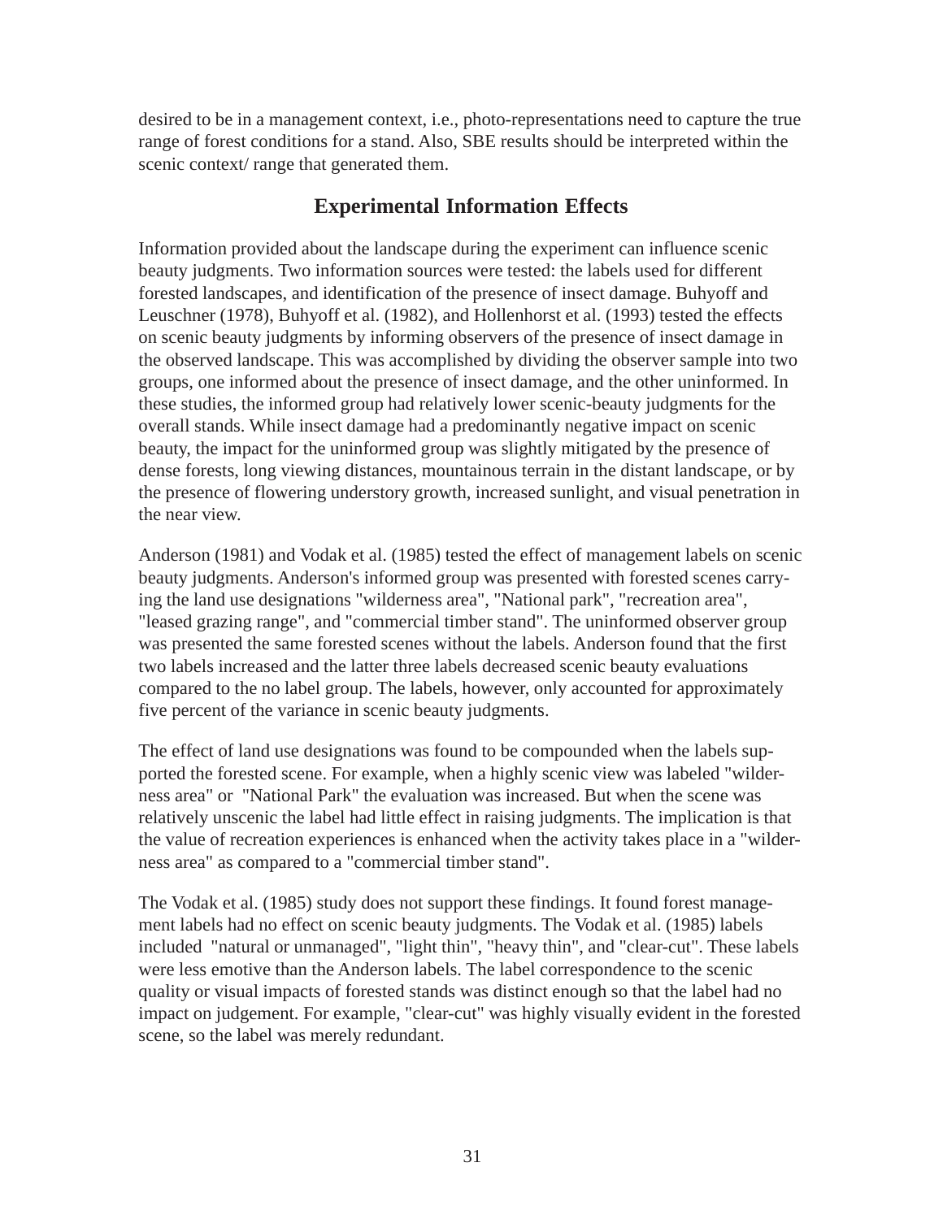desired to be in a management context, i.e., photo-representations need to capture the true range of forest conditions for a stand. Also, SBE results should be interpreted within the scenic context/ range that generated them.

## Experimental Information Effects

Information provided about the landscape during the experiment can influence scenic beauty judgments. Two information sources were tested: the labels used for different forested landscapes, and identification of the presence of insect damage. Buhyoff and Leuschner (1978), Buhyoff et al. (1982), and Hollenhorst et al. (1993) tested the effects on scenic beauty judgments by informing observers of the presence of insect damage in the observed landscape. This was accomplished by dividing the observer sample into two groups, one informed about the presence of insect damage, and the other uninformed. In these studies, the informed group had relatively lower scenic-beauty judgments for the overall stands. While insect damage had a predominantly negative impact on scenic beauty, the impact for the uninformed group was slightly mitigated by the presence of dense forests, long viewing distances, mountainous terrain in the distant landscape, or by the presence of flowering understory growth, increased sunlight, and visual penetration in the near view.

Anderson (1981) and Vodak et al. (1985) tested the effect of management labels on scenic beauty judgments. Anderson's informed group was presented with forested scenes carrying the land use designations "wilderness area", "National park", "recreation area", "leased grazing range", and "commercial timber stand". The uninformed observer group was presented the same forested scenes without the labels. Anderson found that the first two labels increased and the latter three labels decreased scenic beauty evaluations compared to the no label group. The labels, however, only accounted for approximately five percent of the variance in scenic beauty judgments.

The effect of land use designations was found to be compounded when the labels supported the forested scene. For example, when a highly scenic view was labeled "wilderness area" or "National Park" the evaluation was increased. But when the scene was relatively unscenic the label had little effect in raising judgments. The implication is that the value of recreation experiences is enhanced when the activity takes place in a "wilderness area" as compared to a "commercial timber stand".

The Vodak et al. (1985) study does not support these findings. It found forest management labels had no effect on scenic beauty judgments. The Vodak et al. (1985) labels included "natural or unmanaged", "light thin", "heavy thin", and "clear-cut". These labels were less emotive than the Anderson labels. The label correspondence to the scenic quality or visual impacts of forested stands was distinct enough so that the label had no impact on judgement. For example, "clear-cut" was highly visually evident in the forested scene, so the label was merely redundant.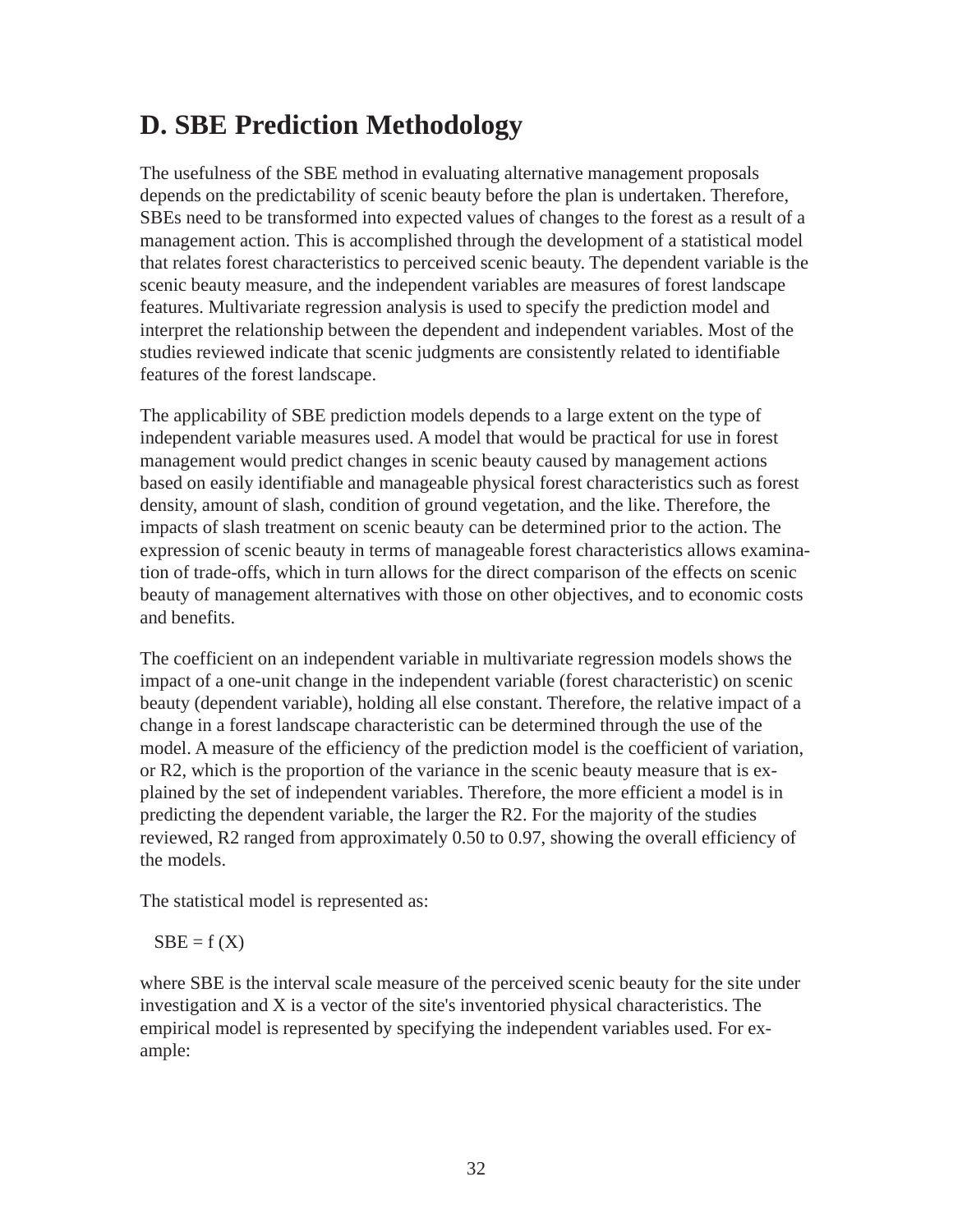## D. SBE Prediction Methodology

The usefulness of the SBE method in evaluating alternative management proposals depends on the predictability of scenic beauty before the plan is undertaken. Therefore, SBEs need to be transformed into expected values of changes to the forest as a result of a management action. This is accomplished through the development of a statistical model that relates forest characteristics to perceived scenic beauty. The dependent variable is the scenic beauty measure, and the independent variables are measures of forest landscape features. Multivariate regression analysis is used to specify the prediction model and interpret the relationship between the dependent and independent variables. Most of the studies reviewed indicate that scenic judgments are consistently related to identifiable features of the forest landscape.

The applicability of SBE prediction models depends to a large extent on the type of independent variable measures used. A model that would be practical for use in forest management would predict changes in scenic beauty caused by management actions based on easily identifiable and manageable physical forest characteristics such as forest density, amount of slash, condition of ground vegetation, and the like. Therefore, the impacts of slash treatment on scenic beauty can be determined prior to the action. The expression of scenic beauty in terms of manageable forest characteristics allows examination of trade-offs, which in turn allows for the direct comparison of the effects on scenic beauty of management alternatives with those on other objectives, and to economic costs and benefits.

The coefficient on an independent variable in multivariate regression models shows the impact of a one-unit change in the independent variable (forest characteristic) on scenic beauty (dependent variable), holding all else constant. Therefore, the relative impact of a change in a forest landscape characteristic can be determined through the use of the model. A measure of the efficiency of the prediction model is the coefficient of variation, or $R^2$, which is the proportion of the variance in the scenic beauty measure that is explained by the set of independent variables. Therefore, the more efficient a model is in predicting the dependent variable, the larger the $R^2$. For the majority of the studies reviewed, $R^2$ ranged from approximately 0.50 to 0.97, showing the overall efficiency of the models.

The statistical model is represented as:

$$SBE = f(X)$$

where SBE is the interval scale measure of the perceived scenic beauty for the site under investigation and X is a vector of the site's inventoried physical characteristics. The empirical model is represented by specifying the independent variables used. For example: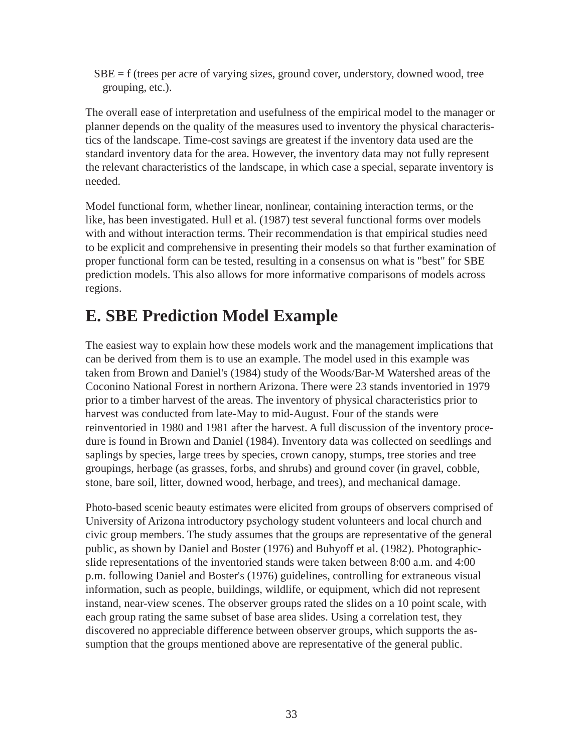SBE = f (trees per acre of varying sizes, ground cover, understory, downed wood, tree grouping, etc.).

The overall ease of interpretation and usefulness of the empirical model to the manager or planner depends on the quality of the measures used to inventory the physical characteristics of the landscape. Time-cost savings are greatest if the inventory data used are the standard inventory data for the area. However, the inventory data may not fully represent the relevant characteristics of the landscape, in which case a special, separate inventory is needed.

Model functional form, whether linear, nonlinear, containing interaction terms, or the like, has been investigated. Hull et al. (1987) test several functional forms over models with and without interaction terms. Their recommendation is that empirical studies need to be explicit and comprehensive in presenting their models so that further examination of proper functional form can be tested, resulting in a consensus on what is "best" for SBE prediction models. This also allows for more informative comparisons of models across regions.

## E. SBE Prediction Model Example

The easiest way to explain how these models work and the management implications that can be derived from them is to use an example. The model used in this example was taken from Brown and Daniel's (1984) study of the Woods/Bar-M Watershed areas of the Coconino National Forest in northern Arizona. There were 23 stands inventoried in 1979 prior to a timber harvest of the areas. The inventory of physical characteristics prior to harvest was conducted from late-May to mid-August. Four of the stands were reinventoried in 1980 and 1981 after the harvest. A full discussion of the inventory procedure is found in Brown and Daniel (1984). Inventory data was collected on seedlings and saplings by species, large trees by species, crown canopy, stumps, tree stories and tree groupings, herbage (as grasses, forbs, and shrubs) and ground cover (in gravel, cobble, stone, bare soil, litter, downed wood, herbage, and trees), and mechanical damage.

Photo-based scenic beauty estimates were elicited from groups of observers comprised of University of Arizona introductory psychology student volunteers and local church and civic group members. The study assumes that the groups are representative of the general public, as shown by Daniel and Boster (1976) and Buhyoff et al. (1982). Photographic-slide representations of the inventoried stands were taken between 8:00 a.m. and 4:00 p.m. following Daniel and Boster's (1976) guidelines, controlling for extraneous visual information, such as people, buildings, wildlife, or equipment, which did not represent instand, near-view scenes. The observer groups rated the slides on a 10 point scale, with each group rating the same subset of base area slides. Using a correlation test, they discovered no appreciable difference between observer groups, which supports the assumption that the groups mentioned above are representative of the general public.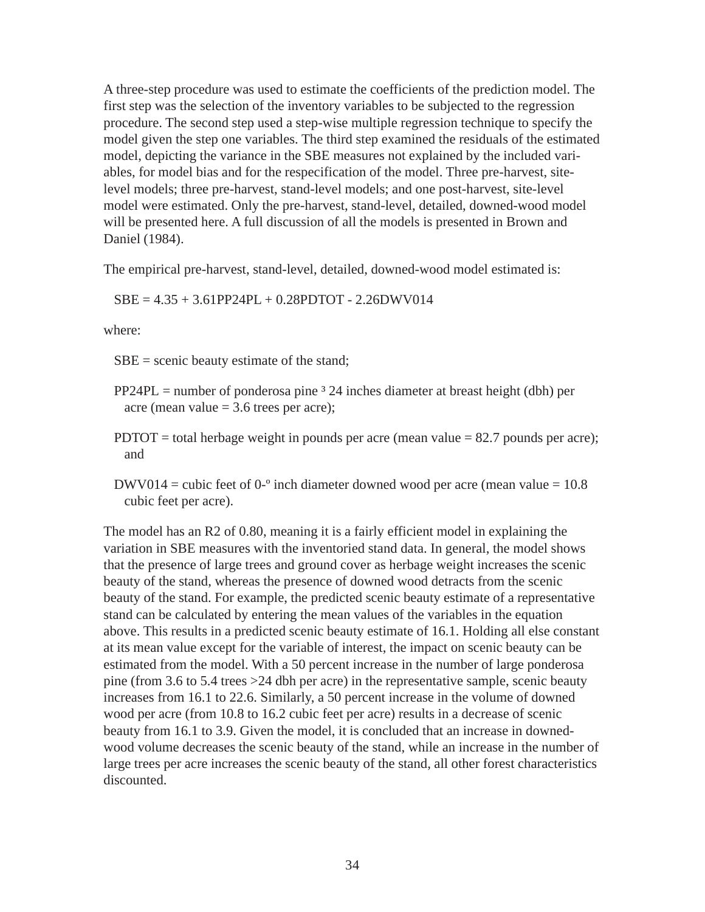A three-step procedure was used to estimate the coefficients of the prediction model. The first step was the selection of the inventory variables to be subjected to the regression procedure. The second step used a step-wise multiple regression technique to specify the model given the step one variables. The third step examined the residuals of the estimated model, depicting the variance in the SBE measures not explained by the included variables, for model bias and for the respecification of the model. Three pre-harvest, site-level models; three pre-harvest, stand-level models; and one post-harvest, site-level model were estimated. Only the pre-harvest, stand-level, detailed, downed-wood model will be presented here. A full discussion of all the models is presented in Brown and Daniel (1984).

The empirical pre-harvest, stand-level, detailed, downed-wood model estimated is:

$$SBE = 4.35 + 3.61PP24PL + 0.28PDTOT - 2.26DWV014$$

where:

SBE = scenic beauty estimate of the stand;

PP24PL = number of ponderosa pine ³ 24 inches diameter at breast height (dbh) per acre (mean value = 3.6 trees per acre);

PDTOT = total herbage weight in pounds per acre (mean value = 82.7 pounds per acre); and

DWV014 = cubic feet of 0-º inch diameter downed wood per acre (mean value = 10.8 cubic feet per acre).

The model has an $R^2$ of 0.80, meaning it is a fairly efficient model in explaining the variation in SBE measures with the inventoried stand data. In general, the model shows that the presence of large trees and ground cover as herbage weight increases the scenic beauty of the stand, whereas the presence of downed wood detracts from the scenic beauty of the stand. For example, the predicted scenic beauty estimate of a representative stand can be calculated by entering the mean values of the variables in the equation above. This results in a predicted scenic beauty estimate of 16.1. Holding all else constant at its mean value except for the variable of interest, the impact on scenic beauty can be estimated from the model. With a 50 percent increase in the number of large ponderosa pine (from 3.6 to 5.4 trees >24 dbh per acre) in the representative sample, scenic beauty increases from 16.1 to 22.6. Similarly, a 50 percent increase in the volume of downed wood per acre (from 10.8 to 16.2 cubic feet per acre) results in a decrease of scenic beauty from 16.1 to 3.9. Given the model, it is concluded that an increase in downed-wood volume decreases the scenic beauty of the stand, while an increase in the number of large trees per acre increases the scenic beauty of the stand, all other forest characteristics discounted.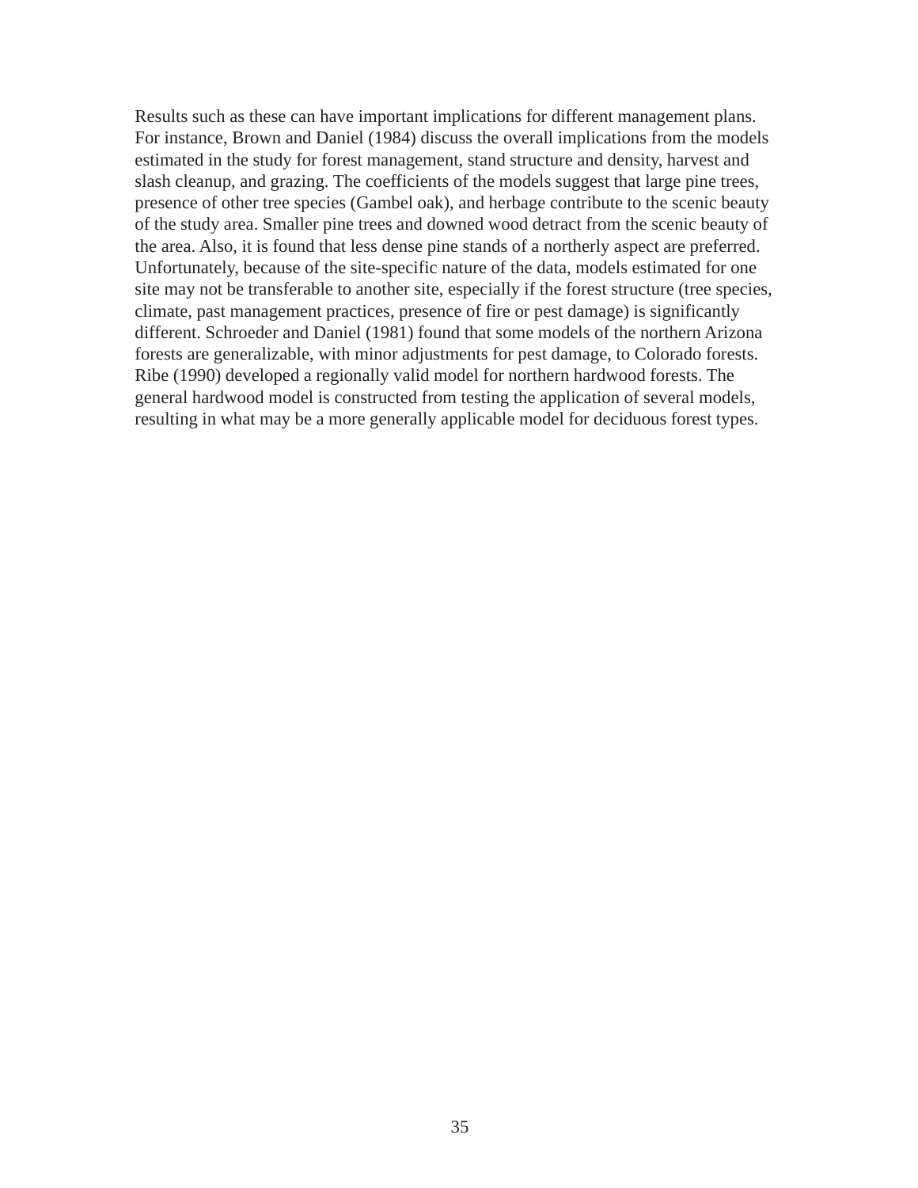Results such as these can have important implications for different management plans. For instance, Brown and Daniel (1984) discuss the overall implications from the models estimated in the study for forest management, stand structure and density, harvest and slash cleanup, and grazing. The coefficients of the models suggest that large pine trees, presence of other tree species (Gambel oak), and herbage contribute to the scenic beauty of the study area. Smaller pine trees and downed wood detract from the scenic beauty of the area. Also, it is found that less dense pine stands of a northerly aspect are preferred. Unfortunately, because of the site-specific nature of the data, models estimated for one site may not be transferable to another site, especially if the forest structure (tree species, climate, past management practices, presence of fire or pest damage) is significantly different. Schroeder and Daniel (1981) found that some models of the northern Arizona forests are generalizable, with minor adjustments for pest damage, to Colorado forests. Ribe (1990) developed a regionally valid model for northern hardwood forests. The general hardwood model is constructed from testing the application of several models, resulting in what may be a more generally applicable model for deciduous forest types.